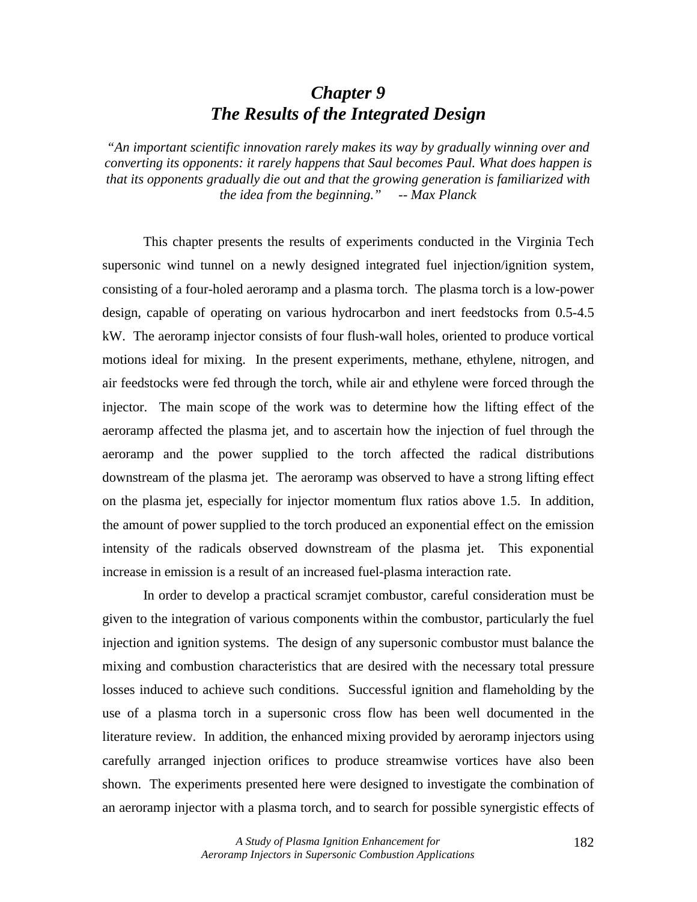# *Chapter 9*
# *The Results of the Integrated Design*

*"An important scientific innovation rarely makes its way by gradually winning over and converting its opponents: it rarely happens that Saul becomes Paul. What does happen is that its opponents gradually die out and that the growing generation is familiarized with the idea from the beginning."     -- Max Planck*

This chapter presents the results of experiments conducted in the Virginia Tech supersonic wind tunnel on a newly designed integrated fuel injection/ignition system, consisting of a four-holed aeroramp and a plasma torch. The plasma torch is a low-power design, capable of operating on various hydrocarbon and inert feedstocks from 0.5-4.5 kW. The aeroramp injector consists of four flush-wall holes, oriented to produce vortical motions ideal for mixing. In the present experiments, methane, ethylene, nitrogen, and air feedstocks were fed through the torch, while air and ethylene were forced through the injector. The main scope of the work was to determine how the lifting effect of the aeroramp affected the plasma jet, and to ascertain how the injection of fuel through the aeroramp and the power supplied to the torch affected the radical distributions downstream of the plasma jet. The aeroramp was observed to have a strong lifting effect on the plasma jet, especially for injector momentum flux ratios above 1.5. In addition, the amount of power supplied to the torch produced an exponential effect on the emission intensity of the radicals observed downstream of the plasma jet. This exponential increase in emission is a result of an increased fuel-plasma interaction rate.

In order to develop a practical scramjet combustor, careful consideration must be given to the integration of various components within the combustor, particularly the fuel injection and ignition systems. The design of any supersonic combustor must balance the mixing and combustion characteristics that are desired with the necessary total pressure losses induced to achieve such conditions. Successful ignition and flameholding by the use of a plasma torch in a supersonic cross flow has been well documented in the literature review. In addition, the enhanced mixing provided by aeroramp injectors using carefully arranged injection orifices to produce streamwise vortices have also been shown. The experiments presented here were designed to investigate the combination of an aeroramp injector with a plasma torch, and to search for possible synergistic effects of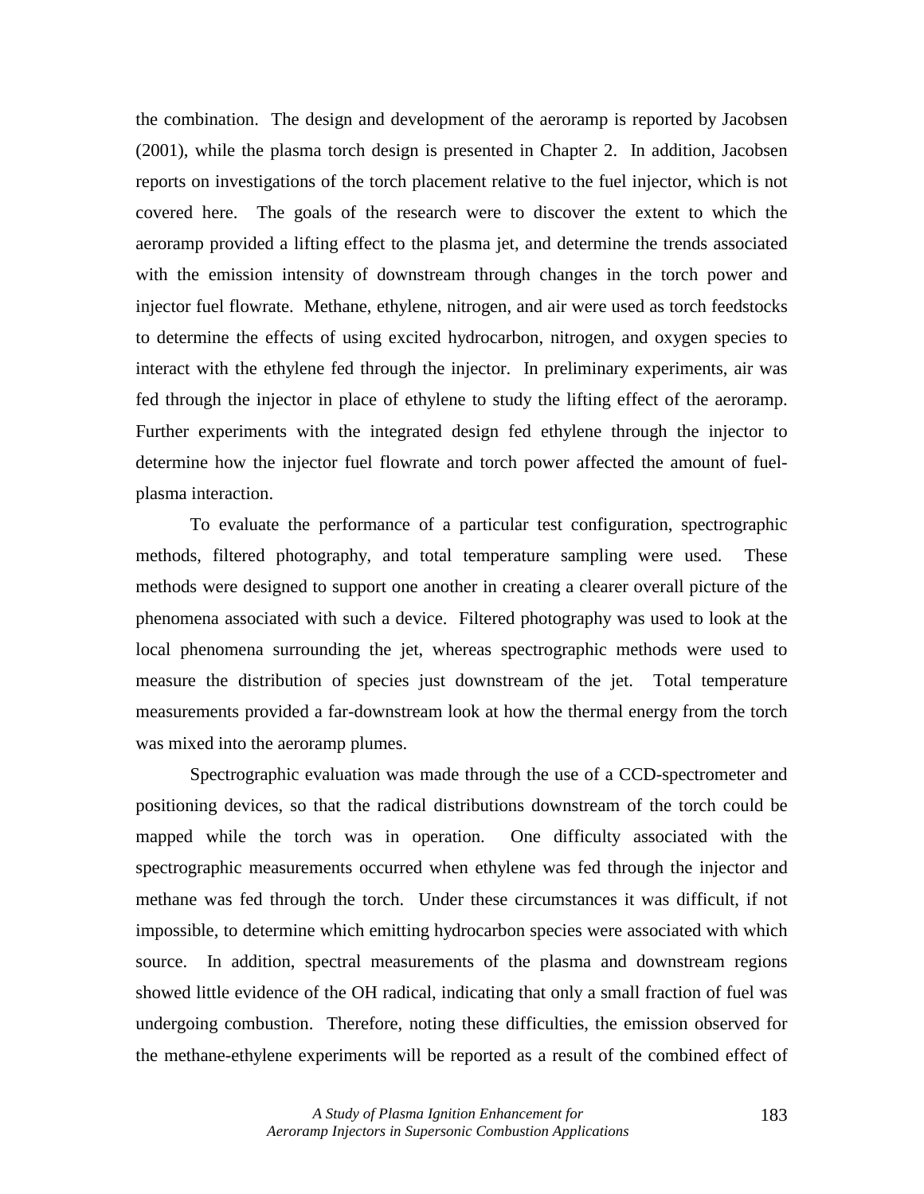the combination. The design and development of the aeroramp is reported by Jacobsen (2001), while the plasma torch design is presented in Chapter 2. In addition, Jacobsen reports on investigations of the torch placement relative to the fuel injector, which is not covered here. The goals of the research were to discover the extent to which the aeroramp provided a lifting effect to the plasma jet, and determine the trends associated with the emission intensity of downstream through changes in the torch power and injector fuel flowrate. Methane, ethylene, nitrogen, and air were used as torch feedstocks to determine the effects of using excited hydrocarbon, nitrogen, and oxygen species to interact with the ethylene fed through the injector. In preliminary experiments, air was fed through the injector in place of ethylene to study the lifting effect of the aeroramp. Further experiments with the integrated design fed ethylene through the injector to determine how the injector fuel flowrate and torch power affected the amount of fuel-plasma interaction.

To evaluate the performance of a particular test configuration, spectrographic methods, filtered photography, and total temperature sampling were used. These methods were designed to support one another in creating a clearer overall picture of the phenomena associated with such a device. Filtered photography was used to look at the local phenomena surrounding the jet, whereas spectrographic methods were used to measure the distribution of species just downstream of the jet. Total temperature measurements provided a far-downstream look at how the thermal energy from the torch was mixed into the aeroramp plumes.

Spectrographic evaluation was made through the use of a CCD-spectrometer and positioning devices, so that the radical distributions downstream of the torch could be mapped while the torch was in operation. One difficulty associated with the spectrographic measurements occurred when ethylene was fed through the injector and methane was fed through the torch. Under these circumstances it was difficult, if not impossible, to determine which emitting hydrocarbon species were associated with which source. In addition, spectral measurements of the plasma and downstream regions showed little evidence of the OH radical, indicating that only a small fraction of fuel was undergoing combustion. Therefore, noting these difficulties, the emission observed for the methane-ethylene experiments will be reported as a result of the combined effect of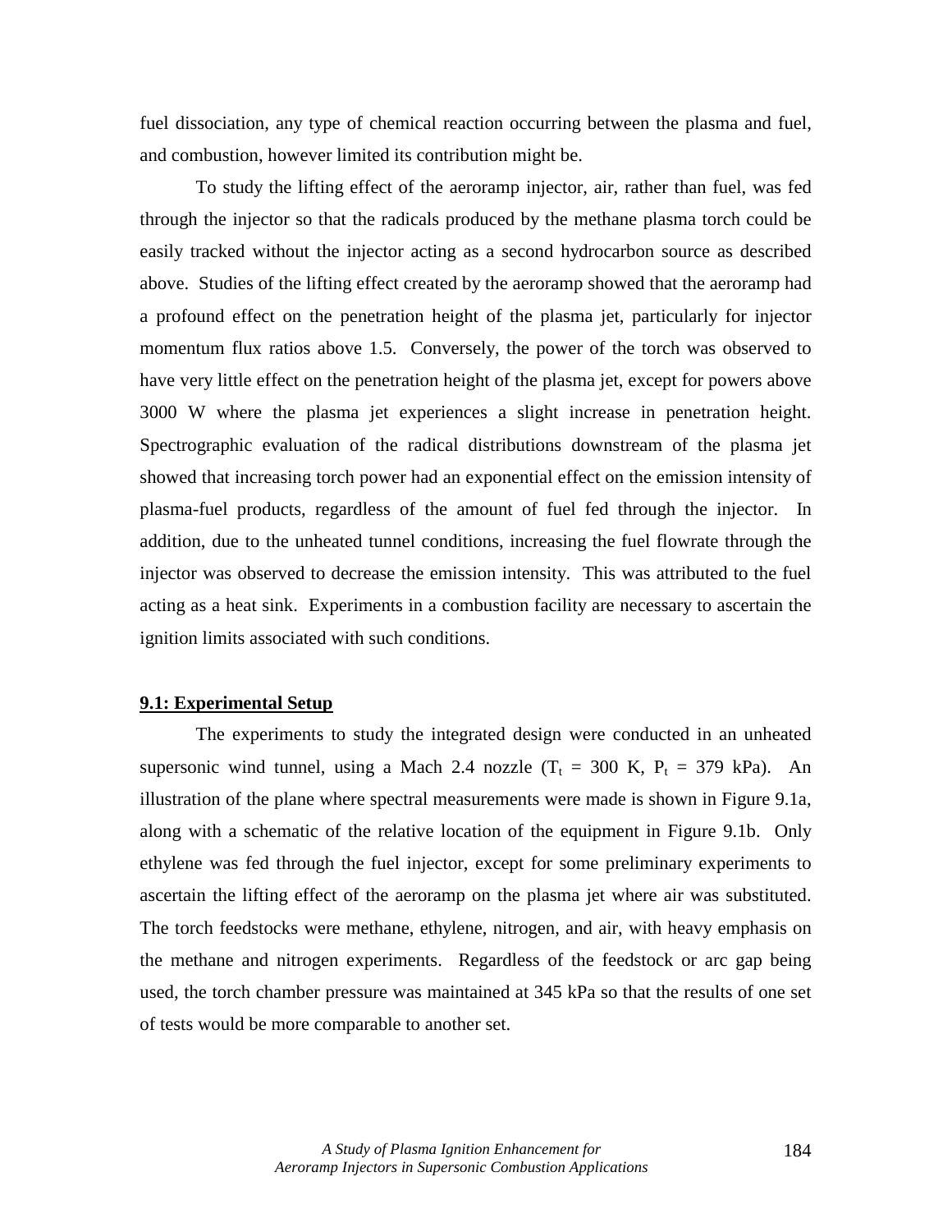fuel dissociation, any type of chemical reaction occurring between the plasma and fuel, and combustion, however limited its contribution might be.

To study the lifting effect of the aeroramp injector, air, rather than fuel, was fed through the injector so that the radicals produced by the methane plasma torch could be easily tracked without the injector acting as a second hydrocarbon source as described above. Studies of the lifting effect created by the aeroramp showed that the aeroramp had a profound effect on the penetration height of the plasma jet, particularly for injector momentum flux ratios above 1.5. Conversely, the power of the torch was observed to have very little effect on the penetration height of the plasma jet, except for powers above 3000 W where the plasma jet experiences a slight increase in penetration height. Spectrographic evaluation of the radical distributions downstream of the plasma jet showed that increasing torch power had an exponential effect on the emission intensity of plasma-fuel products, regardless of the amount of fuel fed through the injector. In addition, due to the unheated tunnel conditions, increasing the fuel flowrate through the injector was observed to decrease the emission intensity. This was attributed to the fuel acting as a heat sink. Experiments in a combustion facility are necessary to ascertain the ignition limits associated with such conditions.

## 9.1: Experimental Setup

The experiments to study the integrated design were conducted in an unheated supersonic wind tunnel, using a Mach 2.4 nozzle ($T_t$ = 300 K, $P_t$ = 379 kPa). An illustration of the plane where spectral measurements were made is shown in Figure 9.1a, along with a schematic of the relative location of the equipment in Figure 9.1b. Only ethylene was fed through the fuel injector, except for some preliminary experiments to ascertain the lifting effect of the aeroramp on the plasma jet where air was substituted. The torch feedstocks were methane, ethylene, nitrogen, and air, with heavy emphasis on the methane and nitrogen experiments. Regardless of the feedstock or arc gap being used, the torch chamber pressure was maintained at 345 kPa so that the results of one set of tests would be more comparable to another set.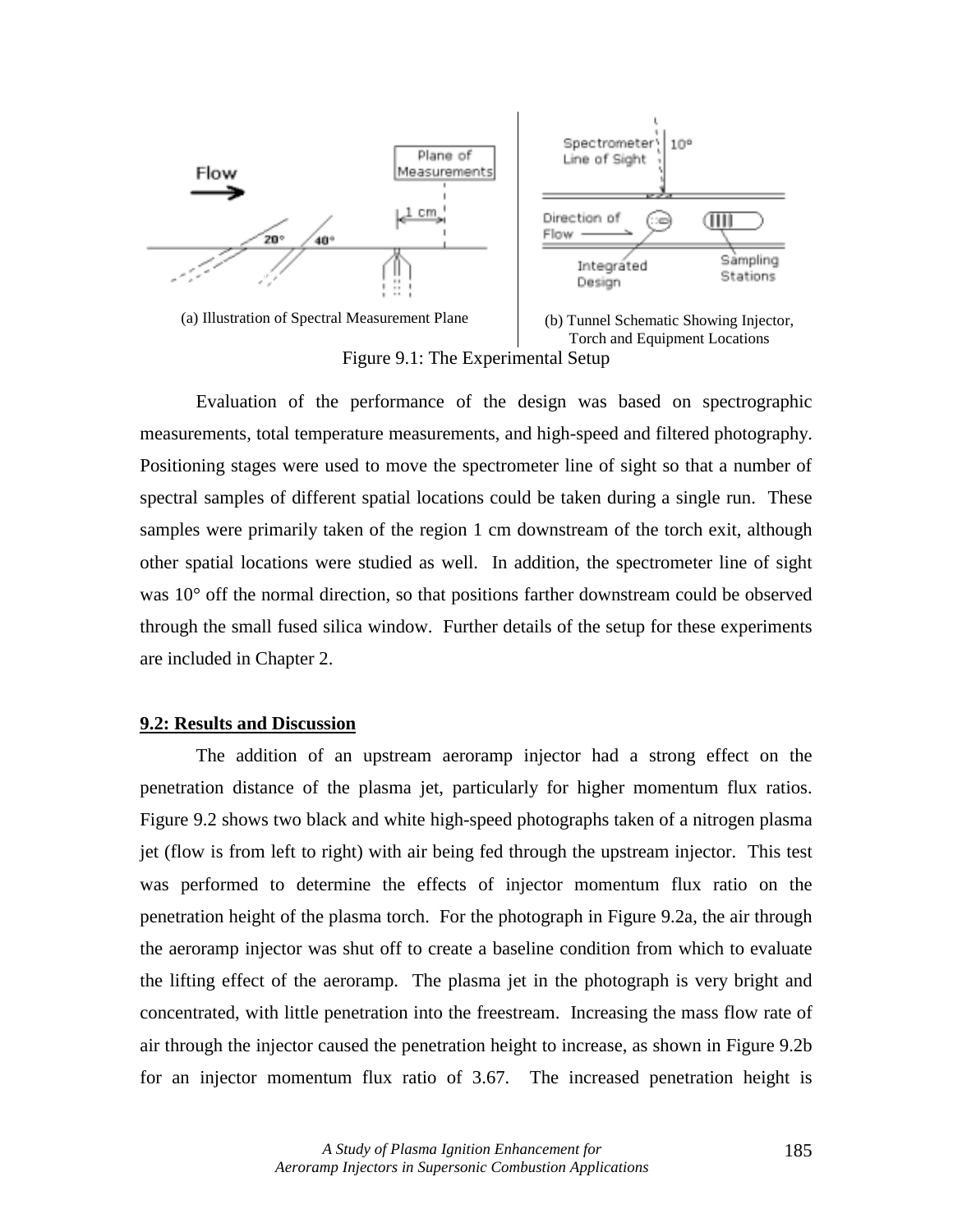(a) Illustration of Spectral Measurement Plane

(b) Tunnel Schematic Showing Injector, Torch and Equipment Locations

Figure 9.1: The Experimental Setup

Evaluation of the performance of the design was based on spectrographic measurements, total temperature measurements, and high-speed and filtered photography. Positioning stages were used to move the spectrometer line of sight so that a number of spectral samples of different spatial locations could be taken during a single run. These samples were primarily taken of the region 1 cm downstream of the torch exit, although other spatial locations were studied as well. In addition, the spectrometer line of sight was 10° off the normal direction, so that positions farther downstream could be observed through the small fused silica window. Further details of the setup for these experiments are included in Chapter 2.

## 9.2: Results and Discussion

The addition of an upstream aeroramp injector had a strong effect on the penetration distance of the plasma jet, particularly for higher momentum flux ratios. Figure 9.2 shows two black and white high-speed photographs taken of a nitrogen plasma jet (flow is from left to right) with air being fed through the upstream injector. This test was performed to determine the effects of injector momentum flux ratio on the penetration height of the plasma torch. For the photograph in Figure 9.2a, the air through the aeroramp injector was shut off to create a baseline condition from which to evaluate the lifting effect of the aeroramp. The plasma jet in the photograph is very bright and concentrated, with little penetration into the freestream. Increasing the mass flow rate of air through the injector caused the penetration height to increase, as shown in Figure 9.2b for an injector momentum flux ratio of 3.67. The increased penetration height is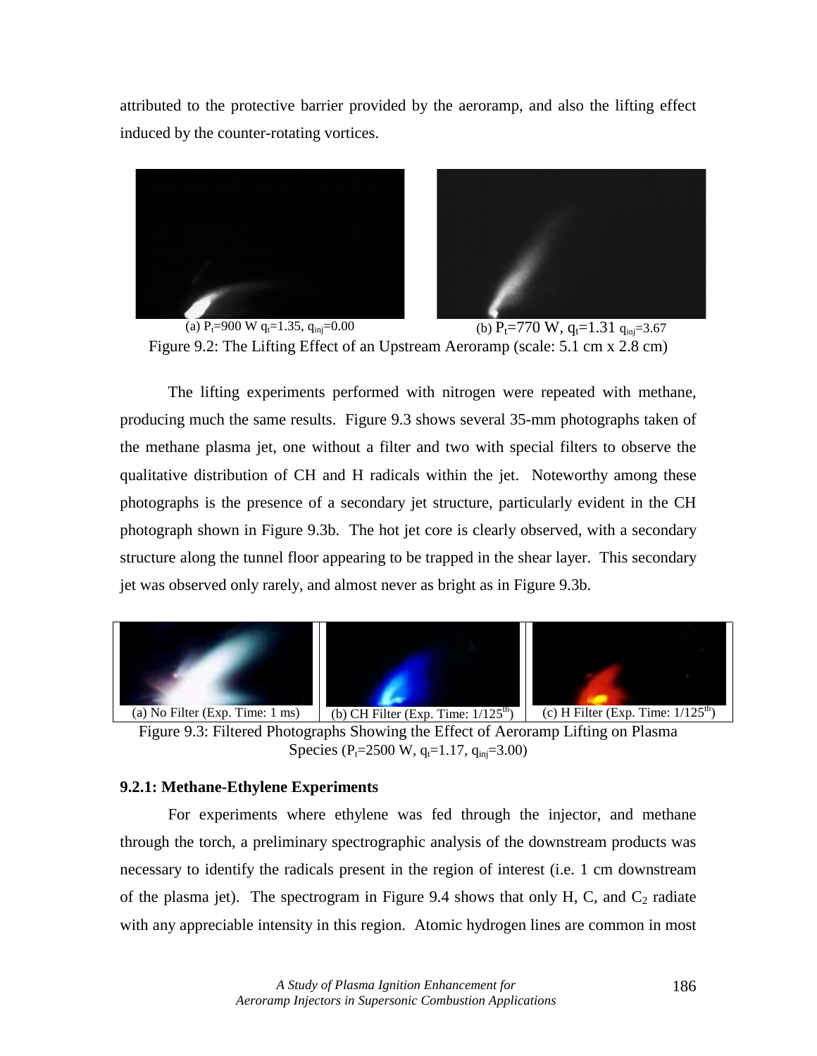attributed to the protective barrier provided by the aeroramp, and also the lifting effect induced by the counter-rotating vortices.

(a) $P_t$=900 W $q_t$=1.35, $q_{inj}$=0.00

(b) $P_t$=770 W, $q_t$=1.31 $q_{inj}$=3.67

Figure 9.2: The Lifting Effect of an Upstream Aeroramp (scale: 5.1 cm x 2.8 cm)

The lifting experiments performed with nitrogen were repeated with methane, producing much the same results. Figure 9.3 shows several 35-mm photographs taken of the methane plasma jet, one without a filter and two with special filters to observe the qualitative distribution of CH and H radicals within the jet. Noteworthy among these photographs is the presence of a secondary jet structure, particularly evident in the CH photograph shown in Figure 9.3b. The hot jet core is clearly observed, with a secondary structure along the tunnel floor appearing to be trapped in the shear layer. This secondary jet was observed only rarely, and almost never as bright as in Figure 9.3b.

(a) No Filter (Exp. Time: 1 ms)

(b) CH Filter (Exp. Time: 1/125th)

(c) H Filter (Exp. Time: 1/125th)

Figure 9.3: Filtered Photographs Showing the Effect of Aeroramp Lifting on Plasma Species ($P_t$=2500 W, $q_t$=1.17, $q_{inj}$=3.00)

### 9.2.1: Methane-Ethylene Experiments

For experiments where ethylene was fed through the injector, and methane through the torch, a preliminary spectrographic analysis of the downstream products was necessary to identify the radicals present in the region of interest (i.e. 1 cm downstream of the plasma jet). The spectrogram in Figure 9.4 shows that only H, C, and $C_2$ radiate with any appreciable intensity in this region. Atomic hydrogen lines are common in most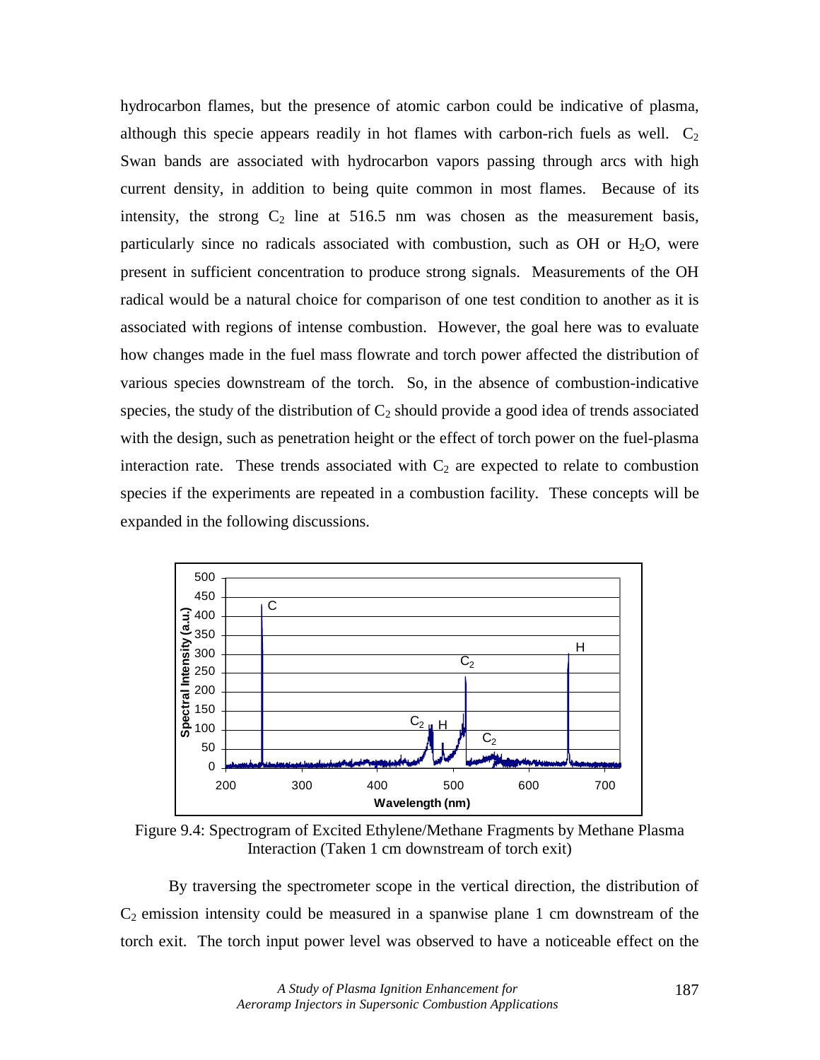hydrocarbon flames, but the presence of atomic carbon could be indicative of plasma, although this specie appears readily in hot flames with carbon-rich fuels as well. $C_2$ Swan bands are associated with hydrocarbon vapors passing through arcs with high current density, in addition to being quite common in most flames. Because of its intensity, the strong $C_2$ line at 516.5 nm was chosen as the measurement basis, particularly since no radicals associated with combustion, such as OH or $H_2O$, were present in sufficient concentration to produce strong signals. Measurements of the OH radical would be a natural choice for comparison of one test condition to another as it is associated with regions of intense combustion. However, the goal here was to evaluate how changes made in the fuel mass flowrate and torch power affected the distribution of various species downstream of the torch. So, in the absence of combustion-indicative species, the study of the distribution of $C_2$ should provide a good idea of trends associated with the design, such as penetration height or the effect of torch power on the fuel-plasma interaction rate. These trends associated with $C_2$ are expected to relate to combustion species if the experiments are repeated in a combustion facility. These concepts will be expanded in the following discussions.

Spectral Intensity (a.u.)
500
450
400
350
300
250
200
150
100
50
0
200 300 400 500 600 700
Wavelength (nm)
C
$C_2$
H
$C_2$
H
$C_2$
H

Figure 9.4: Spectrogram of Excited Ethylene/Methane Fragments by Methane Plasma Interaction (Taken 1 cm downstream of torch exit)

By traversing the spectrometer scope in the vertical direction, the distribution of $C_2$ emission intensity could be measured in a spanwise plane 1 cm downstream of the torch exit. The torch input power level was observed to have a noticeable effect on the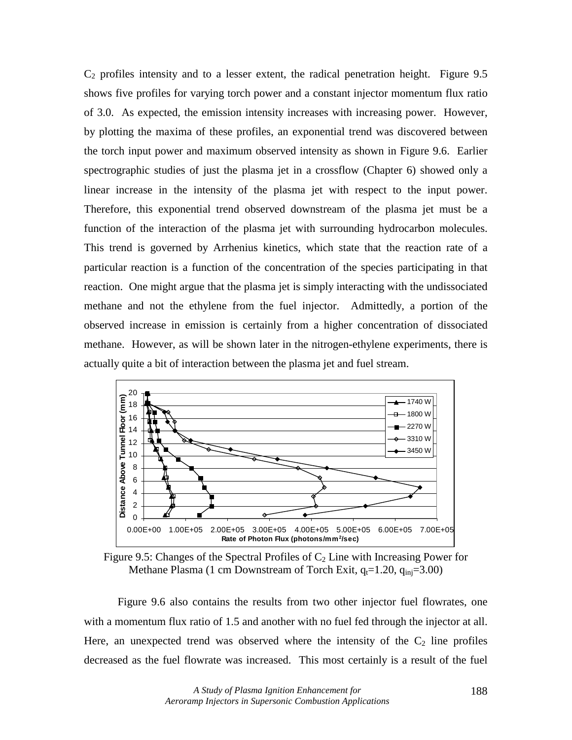$C_2$ profiles intensity and to a lesser extent, the radical penetration height. Figure 9.5 shows five profiles for varying torch power and a constant injector momentum flux ratio of 3.0. As expected, the emission intensity increases with increasing power. However, by plotting the maxima of these profiles, an exponential trend was discovered between the torch input power and maximum observed intensity as shown in Figure 9.6. Earlier spectrographic studies of just the plasma jet in a crossflow (Chapter 6) showed only a linear increase in the intensity of the plasma jet with respect to the input power. Therefore, this exponential trend observed downstream of the plasma jet must be a function of the interaction of the plasma jet with surrounding hydrocarbon molecules. This trend is governed by Arrhenius kinetics, which state that the reaction rate of a particular reaction is a function of the concentration of the species participating in that reaction. One might argue that the plasma jet is simply interacting with the undissociated methane and not the ethylene from the fuel injector. Admittedly, a portion of the observed increase in emission is certainly from a higher concentration of dissociated methane. However, as will be shown later in the nitrogen-ethylene experiments, there is actually quite a bit of interaction between the plasma jet and fuel stream.

Distance Above Tunnel Floor (mm)

0
2
4
6
8
10
12
14
16
18
20

Rate of Photon Flux (photons/mm²/sec)

0.00E+00
1.00E+05
2.00E+05
3.00E+05
4.00E+05
5.00E+05
6.00E+05
7.00E+05

1740 W
1800 W
2270 W
3310 W
3450 W

Figure 9.5: Changes of the Spectral Profiles of $C_2$ Line with Increasing Power for Methane Plasma (1 cm Downstream of Torch Exit, $q_t$=1.20, $q_{inj}$=3.00)

Figure 9.6 also contains the results from two other injector fuel flowrates, one with a momentum flux ratio of 1.5 and another with no fuel fed through the injector at all. Here, an unexpected trend was observed where the intensity of the $C_2$ line profiles decreased as the fuel flowrate was increased. This most certainly is a result of the fuel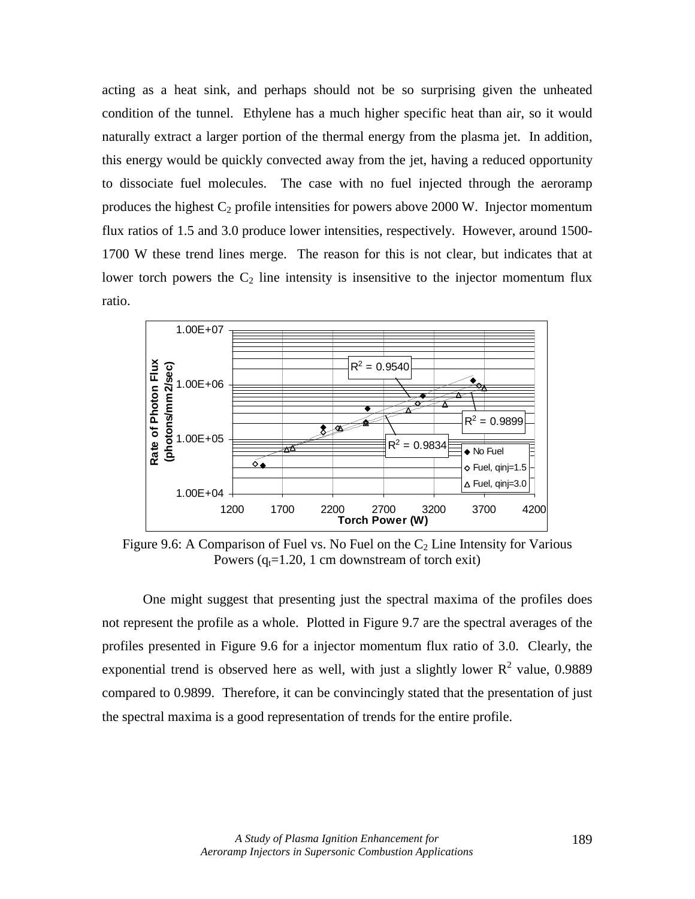acting as a heat sink, and perhaps should not be so surprising given the unheated condition of the tunnel. Ethylene has a much higher specific heat than air, so it would naturally extract a larger portion of the thermal energy from the plasma jet. In addition, this energy would be quickly convected away from the jet, having a reduced opportunity to dissociate fuel molecules. The case with no fuel injected through the aeroramp produces the highest $C_2$ profile intensities for powers above 2000 W. Injector momentum flux ratios of 1.5 and 3.0 produce lower intensities, respectively. However, around 1500-1700 W these trend lines merge. The reason for this is not clear, but indicates that at lower torch powers the $C_2$ line intensity is insensitive to the injector momentum flux ratio.

Rate of Photon Flux (photons/mm2/sec)

1.00E+07

1.00E+06

1.00E+05

1.00E+04

1200 1700 2200 2700 3200 3700 4200

Torch Power (W)

$R^2$ = 0.9540

$R^2$ = 0.9899

$R^2$ = 0.9834

No Fuel

Fuel, qinj=1.5

Fuel, qinj=3.0

Figure 9.6: A Comparison of Fuel vs. No Fuel on the $C_2$ Line Intensity for Various Powers ($q_t$=1.20, 1 cm downstream of torch exit)

One might suggest that presenting just the spectral maxima of the profiles does not represent the profile as a whole. Plotted in Figure 9.7 are the spectral averages of the profiles presented in Figure 9.6 for a injector momentum flux ratio of 3.0. Clearly, the exponential trend is observed here as well, with just a slightly lower $R^2$ value, 0.9889 compared to 0.9899. Therefore, it can be convincingly stated that the presentation of just the spectral maxima is a good representation of trends for the entire profile.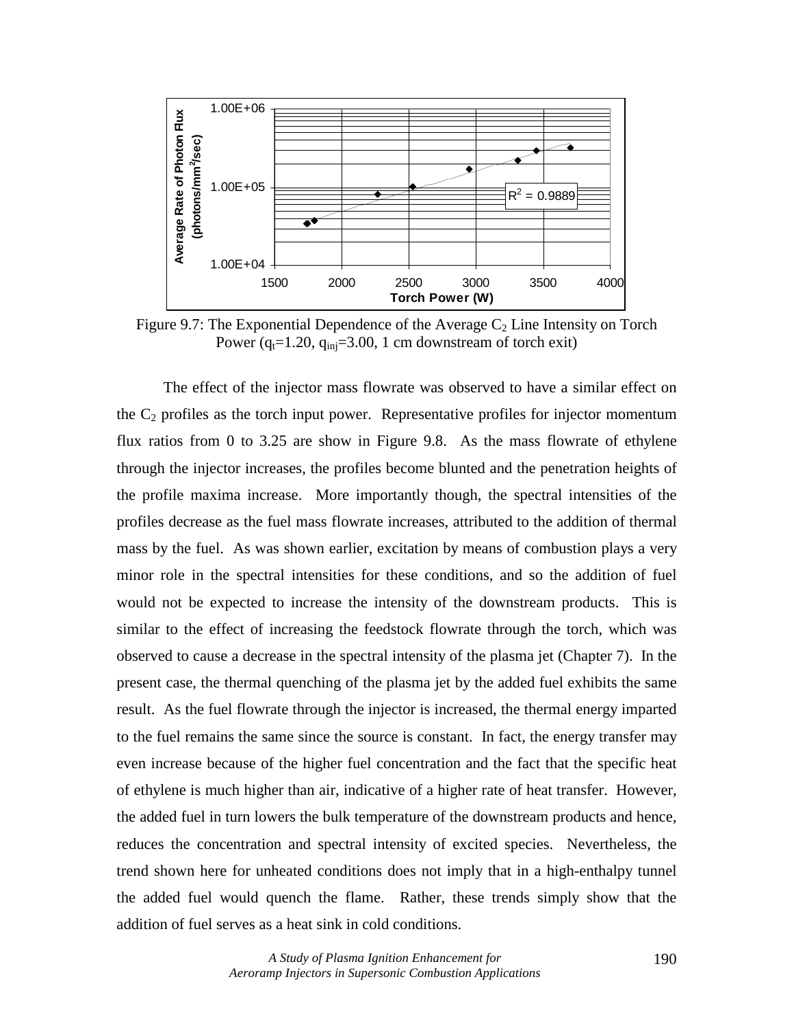Average Rate of Photon Flux (photons/mm$^2$/sec)

1.00E+06

1.00E+05

1.00E+04

1500 2000 2500 3000 3500 4000

Torch Power (W)

$R^2$ = 0.9889

Figure 9.7: The Exponential Dependence of the Average $C_2$ Line Intensity on Torch Power ($q_t$=1.20, $q_{inj}$=3.00, 1 cm downstream of torch exit)

The effect of the injector mass flowrate was observed to have a similar effect on the $C_2$ profiles as the torch input power. Representative profiles for injector momentum flux ratios from 0 to 3.25 are show in Figure 9.8. As the mass flowrate of ethylene through the injector increases, the profiles become blunted and the penetration heights of the profile maxima increase. More importantly though, the spectral intensities of the profiles decrease as the fuel mass flowrate increases, attributed to the addition of thermal mass by the fuel. As was shown earlier, excitation by means of combustion plays a very minor role in the spectral intensities for these conditions, and so the addition of fuel would not be expected to increase the intensity of the downstream products. This is similar to the effect of increasing the feedstock flowrate through the torch, which was observed to cause a decrease in the spectral intensity of the plasma jet (Chapter 7). In the present case, the thermal quenching of the plasma jet by the added fuel exhibits the same result. As the fuel flowrate through the injector is increased, the thermal energy imparted to the fuel remains the same since the source is constant. In fact, the energy transfer may even increase because of the higher fuel concentration and the fact that the specific heat of ethylene is much higher than air, indicative of a higher rate of heat transfer. However, the added fuel in turn lowers the bulk temperature of the downstream products and hence, reduces the concentration and spectral intensity of excited species. Nevertheless, the trend shown here for unheated conditions does not imply that in a high-enthalpy tunnel the added fuel would quench the flame. Rather, these trends simply show that the addition of fuel serves as a heat sink in cold conditions.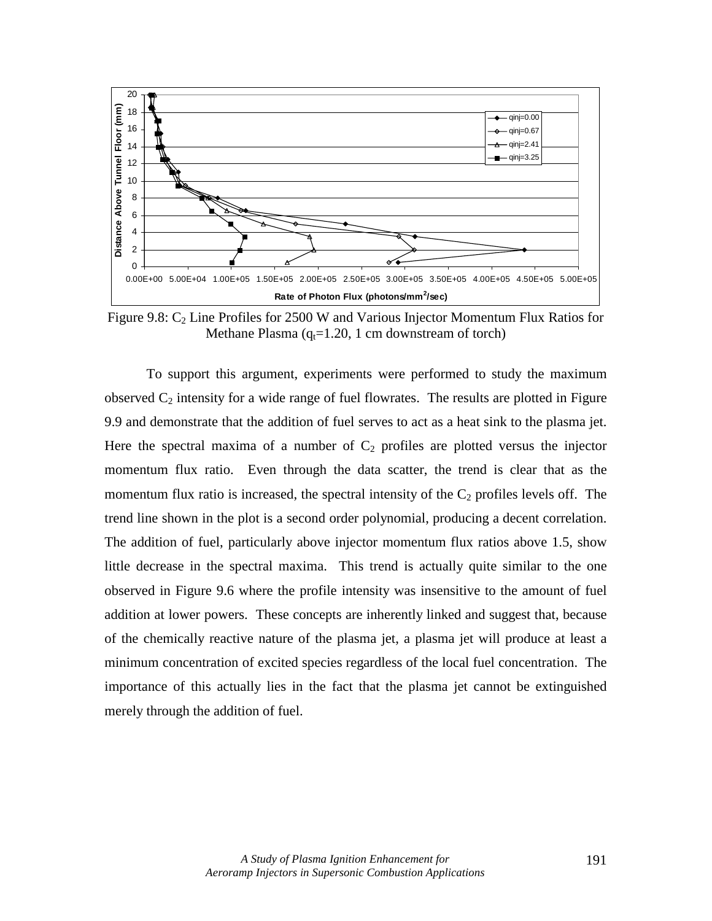Distance Above Tunnel Floor (mm)

20
18
16
14
12
10
8
6
4
2
0

0.00E+00 5.00E+04 1.00E+05 1.50E+05 2.00E+05 2.50E+05 3.00E+05 3.50E+05 4.00E+05 4.50E+05 5.00E+05

Rate of Photon Flux (photons/mm$^2$/sec)

qinj=0.00
qinj=0.67
qinj=2.41
qinj=3.25

Figure 9.8: $C_2$ Line Profiles for 2500 W and Various Injector Momentum Flux Ratios for Methane Plasma ($q_t$=1.20, 1 cm downstream of torch)

To support this argument, experiments were performed to study the maximum observed $C_2$ intensity for a wide range of fuel flowrates. The results are plotted in Figure 9.9 and demonstrate that the addition of fuel serves to act as a heat sink to the plasma jet. Here the spectral maxima of a number of $C_2$ profiles are plotted versus the injector momentum flux ratio. Even through the data scatter, the trend is clear that as the momentum flux ratio is increased, the spectral intensity of the $C_2$ profiles levels off. The trend line shown in the plot is a second order polynomial, producing a decent correlation. The addition of fuel, particularly above injector momentum flux ratios above 1.5, show little decrease in the spectral maxima. This trend is actually quite similar to the one observed in Figure 9.6 where the profile intensity was insensitive to the amount of fuel addition at lower powers. These concepts are inherently linked and suggest that, because of the chemically reactive nature of the plasma jet, a plasma jet will produce at least a minimum concentration of excited species regardless of the local fuel concentration. The importance of this actually lies in the fact that the plasma jet cannot be extinguished merely through the addition of fuel.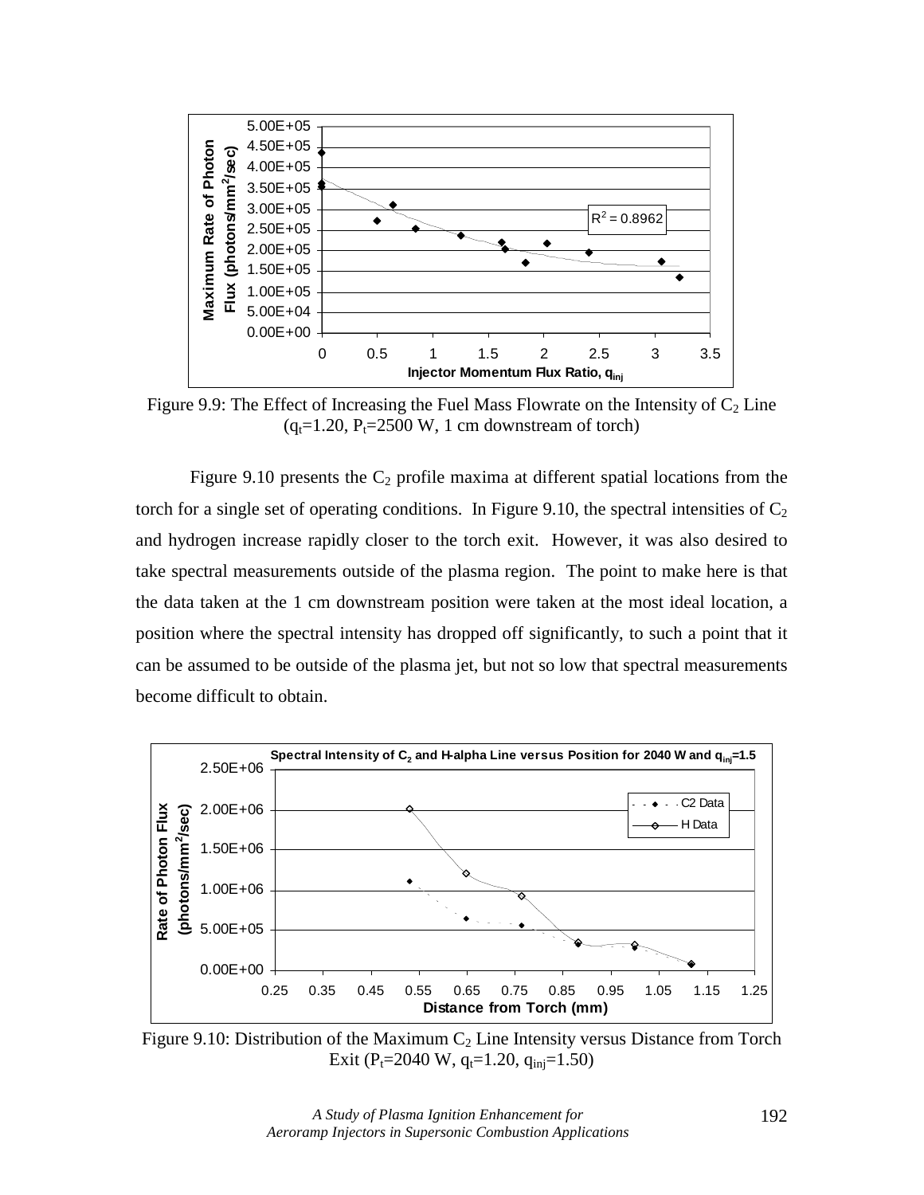5.00E+05
4.50E+05
4.00E+05
3.50E+05
3.00E+05
2.50E+05
2.00E+05
1.50E+05
1.00E+05
5.00E+04
0.00E+00

Maximum Rate of Photon Flux (photons/mm$^2$/sec)

$R^2 = 0.8962$

0 0.5 1 1.5 2 2.5 3 3.5

Injector Momentum Flux Ratio, $q_{inj}$

Figure 9.9: The Effect of Increasing the Fuel Mass Flowrate on the Intensity of $C_2$ Line ($q_t$=1.20, $P_t$=2500 W, 1 cm downstream of torch)

Figure 9.10 presents the $C_2$ profile maxima at different spatial locations from the torch for a single set of operating conditions. In Figure 9.10, the spectral intensities of $C_2$ and hydrogen increase rapidly closer to the torch exit. However, it was also desired to take spectral measurements outside of the plasma region. The point to make here is that the data taken at the 1 cm downstream position were taken at the most ideal location, a position where the spectral intensity has dropped off significantly, to such a point that it can be assumed to be outside of the plasma jet, but not so low that spectral measurements become difficult to obtain.

Spectral Intensity of $C_2$ and H-alpha Line versus Position for 2040 W and $q_{inj}$=1.5

2.50E+06
2.00E+06
1.50E+06
1.00E+06
5.00E+05
0.00E+00

Rate of Photon Flux (photons/mm$^2$/sec)

C2 Data
H Data

0.25 0.35 0.45 0.55 0.65 0.75 0.85 0.95 1.05 1.15 1.25

Distance from Torch (mm)

Figure 9.10: Distribution of the Maximum $C_2$ Line Intensity versus Distance from Torch Exit ($P_t$=2040 W, $q_t$=1.20, $q_{inj}$=1.50)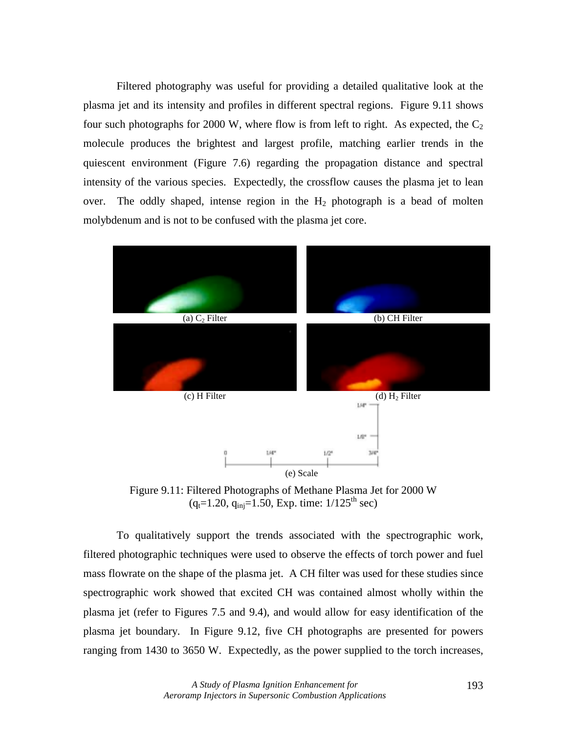Filtered photography was useful for providing a detailed qualitative look at the plasma jet and its intensity and profiles in different spectral regions. Figure 9.11 shows four such photographs for 2000 W, where flow is from left to right. As expected, the $C_2$ molecule produces the brightest and largest profile, matching earlier trends in the quiescent environment (Figure 7.6) regarding the propagation distance and spectral intensity of the various species. Expectedly, the crossflow causes the plasma jet to lean over. The oddly shaped, intense region in the $H_2$ photograph is a bead of molten molybdenum and is not to be confused with the plasma jet core.

(a) $C_2$ Filter

(b) CH Filter

(c) H Filter

(d) $H_2$ Filter

1/4"

1/8"

0

1/4"

1/2"

3/4"

(e) Scale

Figure 9.11: Filtered Photographs of Methane Plasma Jet for 2000 W ($q_t$=1.20, $q_{inj}$=1.50, Exp. time: 1/125th sec)

To qualitatively support the trends associated with the spectrographic work, filtered photographic techniques were used to observe the effects of torch power and fuel mass flowrate on the shape of the plasma jet. A CH filter was used for these studies since spectrographic work showed that excited CH was contained almost wholly within the plasma jet (refer to Figures 7.5 and 9.4), and would allow for easy identification of the plasma jet boundary. In Figure 9.12, five CH photographs are presented for powers ranging from 1430 to 3650 W. Expectedly, as the power supplied to the torch increases,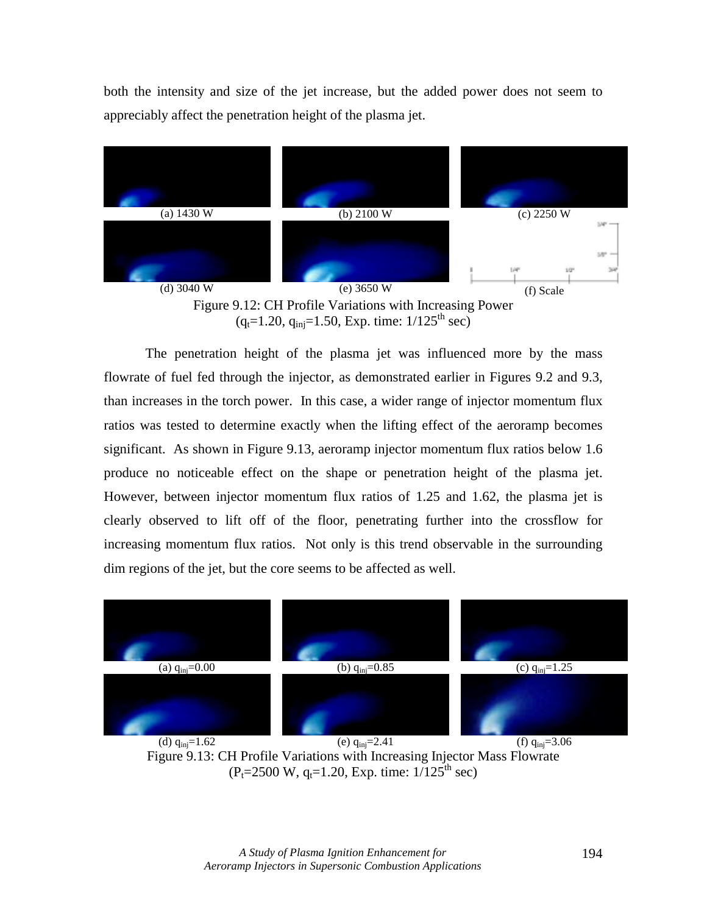both the intensity and size of the jet increase, but the added power does not seem to appreciably affect the penetration height of the plasma jet.

(a) 1430 W

(b) 2100 W

(c) 2250 W

(d) 3040 W

(e) 3650 W

(f) Scale

Figure 9.12: CH Profile Variations with Increasing Power ($q_t$=1.20, $q_{inj}$=1.50, Exp. time: 1/125$^{th}$ sec)

The penetration height of the plasma jet was influenced more by the mass flowrate of fuel fed through the injector, as demonstrated earlier in Figures 9.2 and 9.3, than increases in the torch power. In this case, a wider range of injector momentum flux ratios was tested to determine exactly when the lifting effect of the aeroramp becomes significant. As shown in Figure 9.13, aeroramp injector momentum flux ratios below 1.6 produce no noticeable effect on the shape or penetration height of the plasma jet. However, between injector momentum flux ratios of 1.25 and 1.62, the plasma jet is clearly observed to lift off of the floor, penetrating further into the crossflow for increasing momentum flux ratios. Not only is this trend observable in the surrounding dim regions of the jet, but the core seems to be affected as well.

(a) $q_{inj}$=0.00

(b) $q_{inj}$=0.85

(c) $q_{inj}$=1.25

(d) $q_{inj}$=1.62

(e) $q_{inj}$=2.41

(f) $q_{inj}$=3.06

Figure 9.13: CH Profile Variations with Increasing Injector Mass Flowrate ($P_t$=2500 W, $q_t$=1.20, Exp. time: 1/125$^{th}$ sec)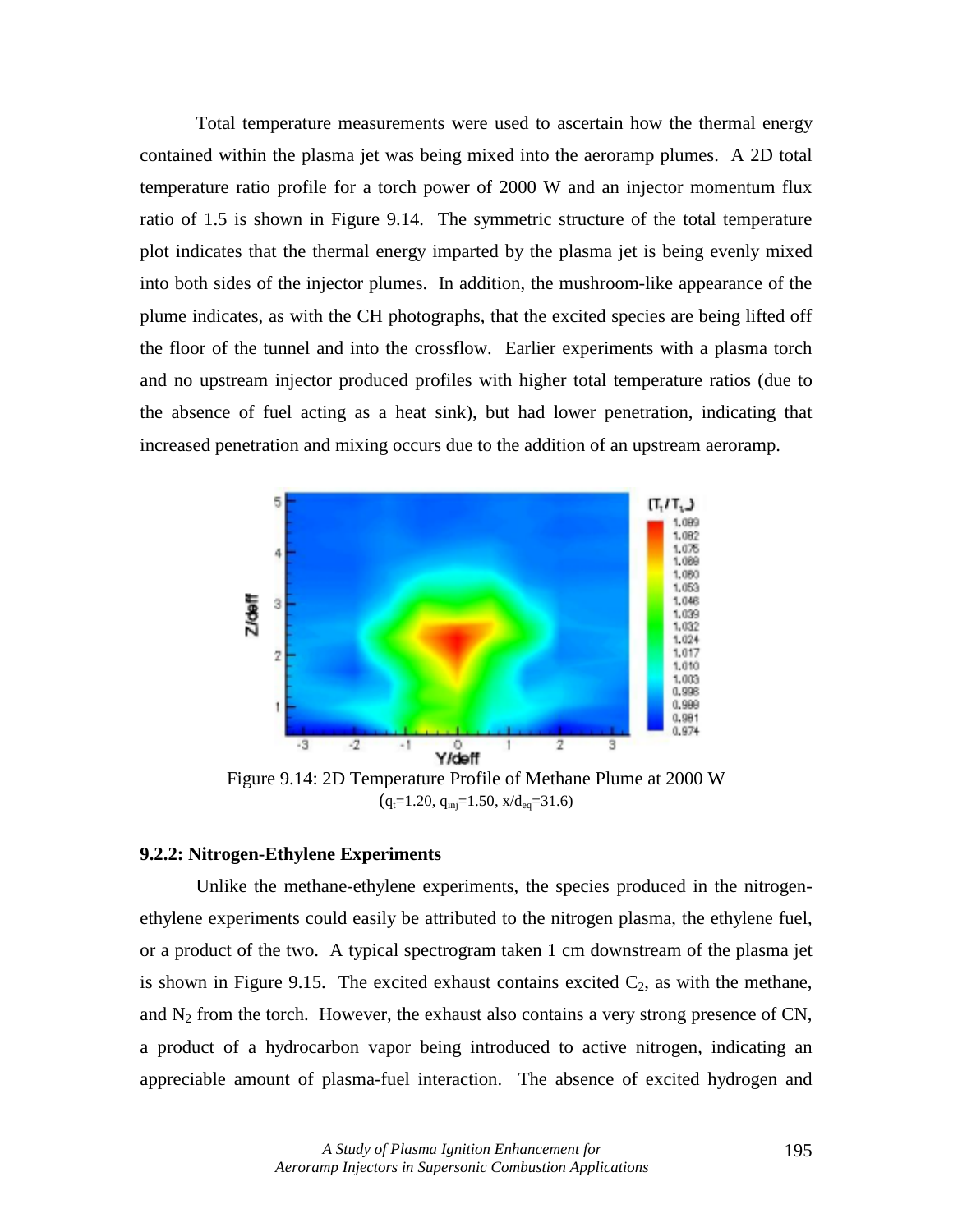Total temperature measurements were used to ascertain how the thermal energy contained within the plasma jet was being mixed into the aeroramp plumes. A 2D total temperature ratio profile for a torch power of 2000 W and an injector momentum flux ratio of 1.5 is shown in Figure 9.14. The symmetric structure of the total temperature plot indicates that the thermal energy imparted by the plasma jet is being evenly mixed into both sides of the injector plumes. In addition, the mushroom-like appearance of the plume indicates, as with the CH photographs, that the excited species are being lifted off the floor of the tunnel and into the crossflow. Earlier experiments with a plasma torch and no upstream injector produced profiles with higher total temperature ratios (due to the absence of fuel acting as a heat sink), but had lower penetration, indicating that increased penetration and mixing occurs due to the addition of an upstream aeroramp.

Z/deff

5
4
3
2
1

-3 -2 -1 0 1 2 3

Y/deff

$(T_t/T_{t,\infty})$

1.089
1.082
1.075
1.068
1.060
1.053
1.046
1.039
1.032
1.024
1.017
1.010
1.003
0.996
0.988
0.981
0.974

Figure 9.14: 2D Temperature Profile of Methane Plume at 2000 W
($q_t$=1.20, $q_{inj}$=1.50, $x/d_{eq}$=31.6)

**9.2.2: Nitrogen-Ethylene Experiments**

Unlike the methane-ethylene experiments, the species produced in the nitrogen-ethylene experiments could easily be attributed to the nitrogen plasma, the ethylene fuel, or a product of the two. A typical spectrogram taken 1 cm downstream of the plasma jet is shown in Figure 9.15. The excited exhaust contains excited $C_2$, as with the methane, and $N_2$ from the torch. However, the exhaust also contains a very strong presence of CN, a product of a hydrocarbon vapor being introduced to active nitrogen, indicating an appreciable amount of plasma-fuel interaction. The absence of excited hydrogen and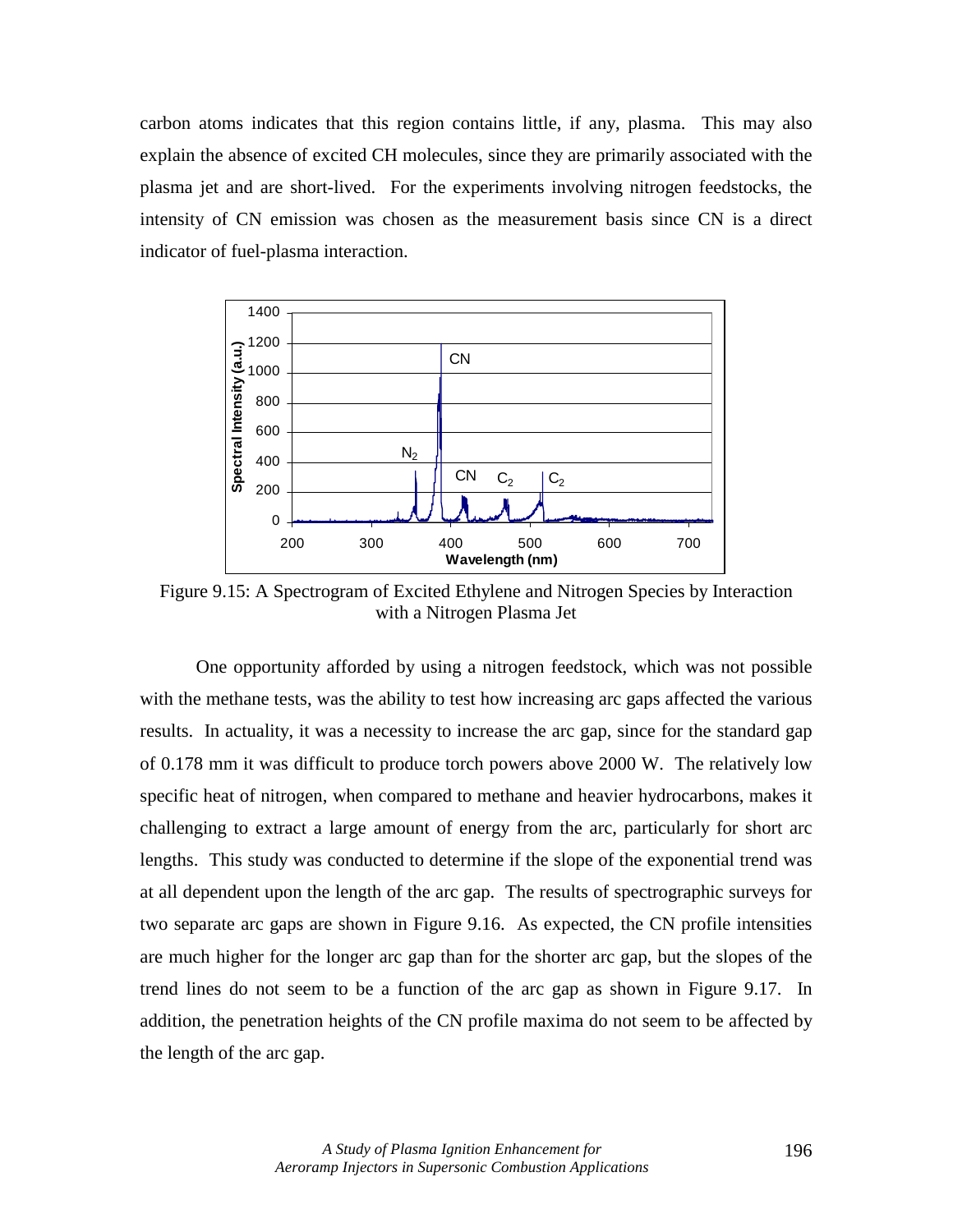carbon atoms indicates that this region contains little, if any, plasma. This may also explain the absence of excited CH molecules, since they are primarily associated with the plasma jet and are short-lived. For the experiments involving nitrogen feedstocks, the intensity of CN emission was chosen as the measurement basis since CN is a direct indicator of fuel-plasma interaction.

Spectral Intensity (a.u.)
1400
1200
1000
800
600
400
200
0
200
300
400
500
600
700
Wavelength (nm)
CN
$N_2$
CN
$C_2$
$C_2$

Figure 9.15: A Spectrogram of Excited Ethylene and Nitrogen Species by Interaction with a Nitrogen Plasma Jet

One opportunity afforded by using a nitrogen feedstock, which was not possible with the methane tests, was the ability to test how increasing arc gaps affected the various results. In actuality, it was a necessity to increase the arc gap, since for the standard gap of 0.178 mm it was difficult to produce torch powers above 2000 W. The relatively low specific heat of nitrogen, when compared to methane and heavier hydrocarbons, makes it challenging to extract a large amount of energy from the arc, particularly for short arc lengths. This study was conducted to determine if the slope of the exponential trend was at all dependent upon the length of the arc gap. The results of spectrographic surveys for two separate arc gaps are shown in Figure 9.16. As expected, the CN profile intensities are much higher for the longer arc gap than for the shorter arc gap, but the slopes of the trend lines do not seem to be a function of the arc gap as shown in Figure 9.17. In addition, the penetration heights of the CN profile maxima do not seem to be affected by the length of the arc gap.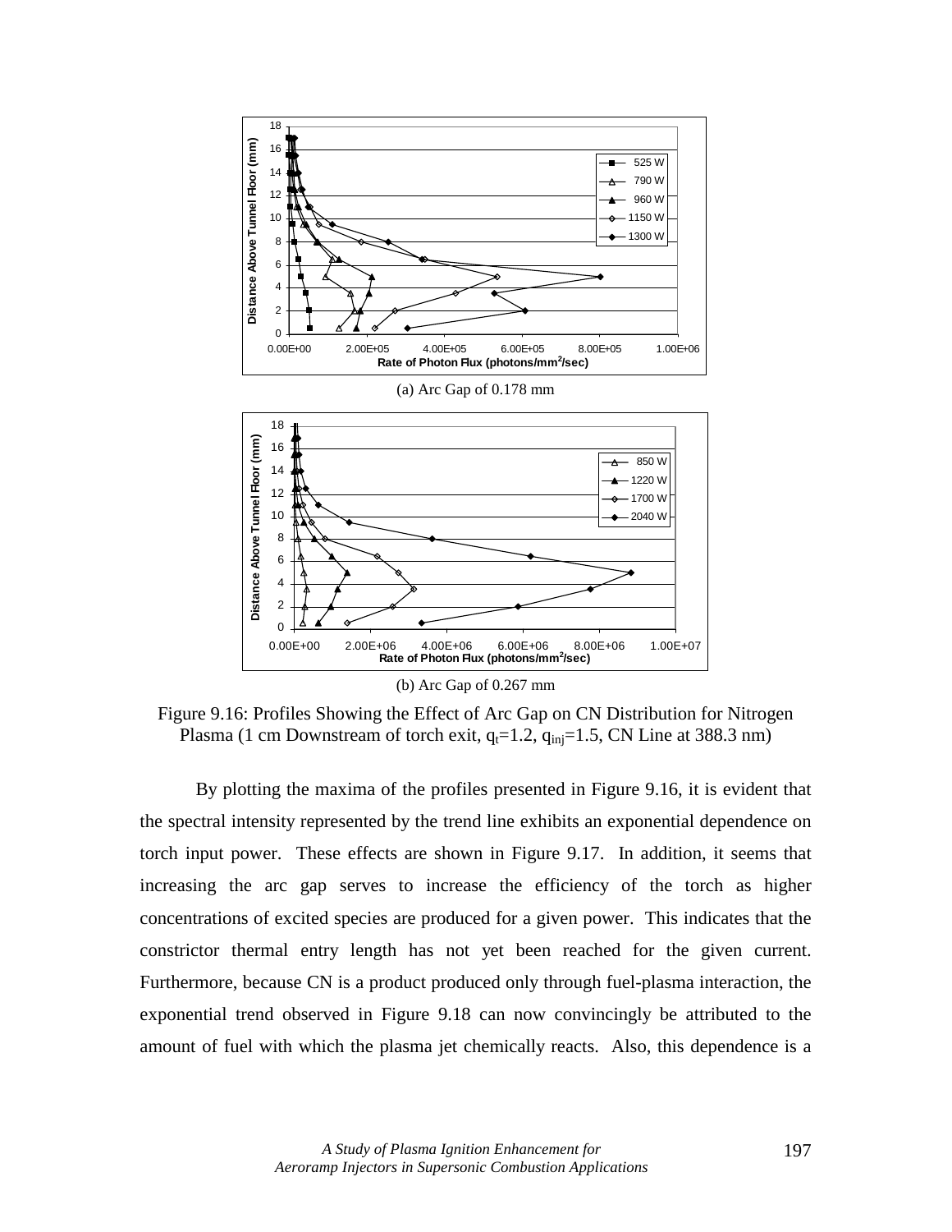18
16
14
12
10
8
6
4
2
0

Distance Above Tunnel Floor (mm)

0.00E+00 2.00E+05 4.00E+05 6.00E+05 8.00E+05 1.00E+06

Rate of Photon Flux (photons/mm$^2$/sec)

525 W
790 W
960 W
1150 W
1300 W

(a) Arc Gap of 0.178 mm

18
16
14
12
10
8
6
4
2
0

Distance Above Tunnel Floor (mm)

0.00E+00 2.00E+06 4.00E+06 6.00E+06 8.00E+06 1.00E+07

Rate of Photon Flux (photons/mm$^2$/sec)

850 W
1220 W
1700 W
2040 W

(b) Arc Gap of 0.267 mm

Figure 9.16: Profiles Showing the Effect of Arc Gap on CN Distribution for Nitrogen Plasma (1 cm Downstream of torch exit, $q_t$=1.2, $q_{inj}$=1.5, CN Line at 388.3 nm)

By plotting the maxima of the profiles presented in Figure 9.16, it is evident that the spectral intensity represented by the trend line exhibits an exponential dependence on torch input power. These effects are shown in Figure 9.17. In addition, it seems that increasing the arc gap serves to increase the efficiency of the torch as higher concentrations of excited species are produced for a given power. This indicates that the constrictor thermal entry length has not yet been reached for the given current. Furthermore, because CN is a product produced only through fuel-plasma interaction, the exponential trend observed in Figure 9.18 can now convincingly be attributed to the amount of fuel with which the plasma jet chemically reacts. Also, this dependence is a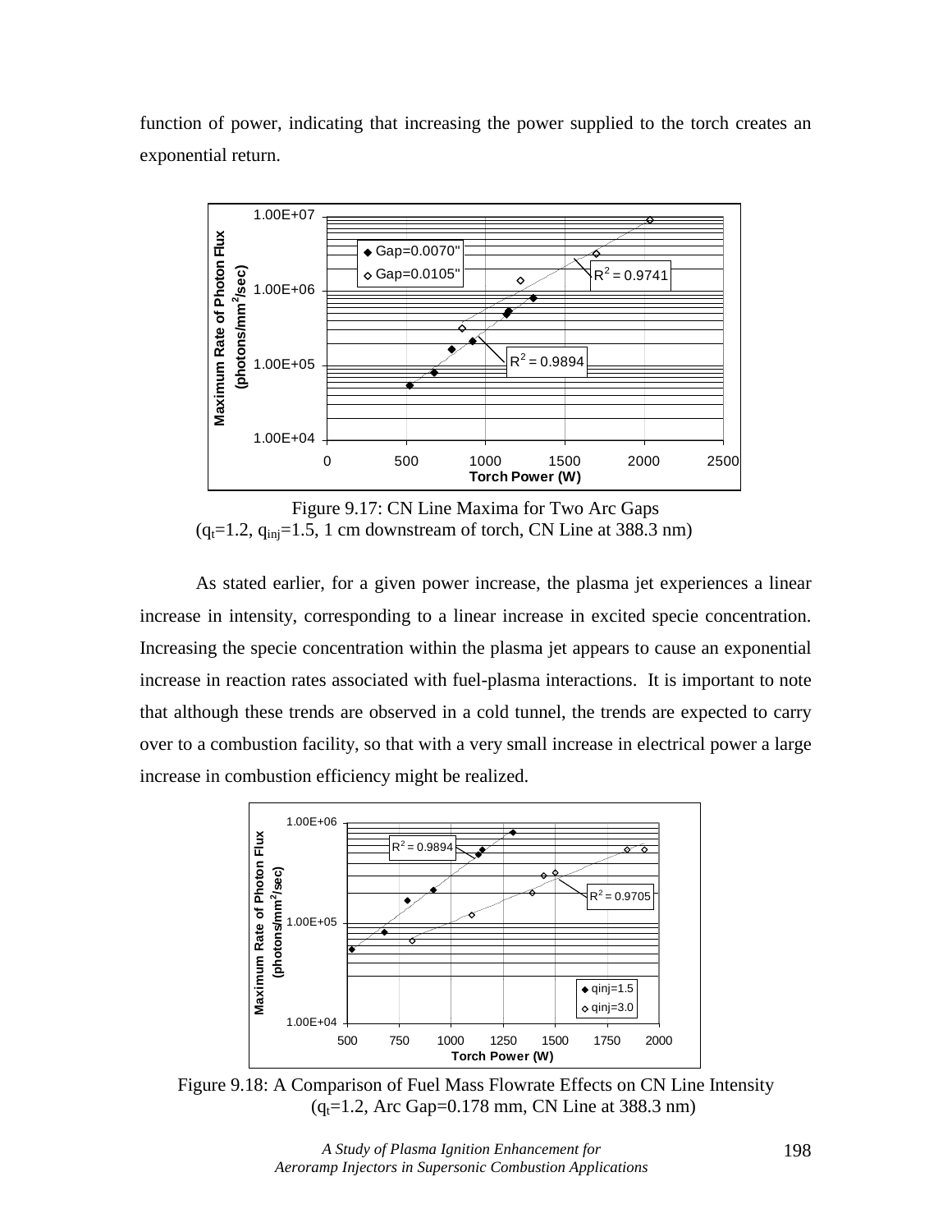function of power, indicating that increasing the power supplied to the torch creates an exponential return.

1.00E+07
1.00E+06
1.00E+05
1.00E+04
Maximum Rate of Photon Flux ($photons/mm^2/sec$)
0 500 1000 1500 2000 2500
Torch Power (W)
Gap=0.0070"
Gap=0.0105"
$R^2 = 0.9741$
$R^2 = 0.9894$

Figure 9.17: CN Line Maxima for Two Arc Gaps
($q_t$=1.2, $q_{inj}$=1.5, 1 cm downstream of torch, CN Line at 388.3 nm)

As stated earlier, for a given power increase, the plasma jet experiences a linear increase in intensity, corresponding to a linear increase in excited specie concentration. Increasing the specie concentration within the plasma jet appears to cause an exponential increase in reaction rates associated with fuel-plasma interactions. It is important to note that although these trends are observed in a cold tunnel, the trends are expected to carry over to a combustion facility, so that with a very small increase in electrical power a large increase in combustion efficiency might be realized.

1.00E+06
1.00E+05
1.00E+04
Maximum Rate of Photon Flux ($photons/mm^2/sec$)
500 750 1000 1250 1500 1750 2000
Torch Power (W)
$R^2 = 0.9894$
$R^2 = 0.9705$
qinj=1.5
qinj=3.0

Figure 9.18: A Comparison of Fuel Mass Flowrate Effects on CN Line Intensity
($q_t$=1.2, Arc Gap=0.178 mm, CN Line at 388.3 nm)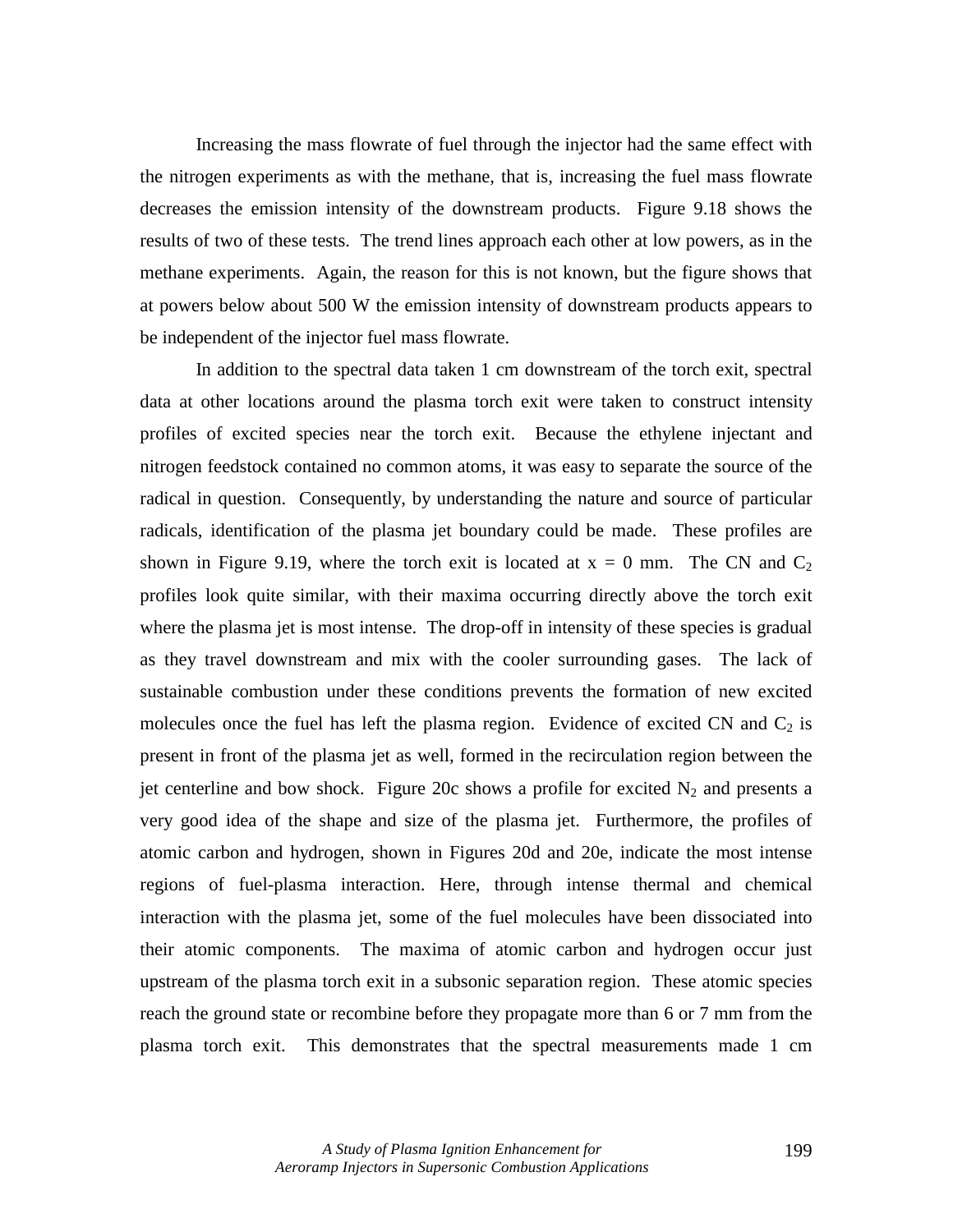Increasing the mass flowrate of fuel through the injector had the same effect with the nitrogen experiments as with the methane, that is, increasing the fuel mass flowrate decreases the emission intensity of the downstream products. Figure 9.18 shows the results of two of these tests. The trend lines approach each other at low powers, as in the methane experiments. Again, the reason for this is not known, but the figure shows that at powers below about 500 W the emission intensity of downstream products appears to be independent of the injector fuel mass flowrate.

In addition to the spectral data taken 1 cm downstream of the torch exit, spectral data at other locations around the plasma torch exit were taken to construct intensity profiles of excited species near the torch exit. Because the ethylene injectant and nitrogen feedstock contained no common atoms, it was easy to separate the source of the radical in question. Consequently, by understanding the nature and source of particular radicals, identification of the plasma jet boundary could be made. These profiles are shown in Figure 9.19, where the torch exit is located at x = 0 mm. The CN and $C_2$ profiles look quite similar, with their maxima occurring directly above the torch exit where the plasma jet is most intense. The drop-off in intensity of these species is gradual as they travel downstream and mix with the cooler surrounding gases. The lack of sustainable combustion under these conditions prevents the formation of new excited molecules once the fuel has left the plasma region. Evidence of excited CN and $C_2$ is present in front of the plasma jet as well, formed in the recirculation region between the jet centerline and bow shock. Figure 20c shows a profile for excited $N_2$ and presents a very good idea of the shape and size of the plasma jet. Furthermore, the profiles of atomic carbon and hydrogen, shown in Figures 20d and 20e, indicate the most intense regions of fuel-plasma interaction. Here, through intense thermal and chemical interaction with the plasma jet, some of the fuel molecules have been dissociated into their atomic components. The maxima of atomic carbon and hydrogen occur just upstream of the plasma torch exit in a subsonic separation region. These atomic species reach the ground state or recombine before they propagate more than 6 or 7 mm from the plasma torch exit. This demonstrates that the spectral measurements made 1 cm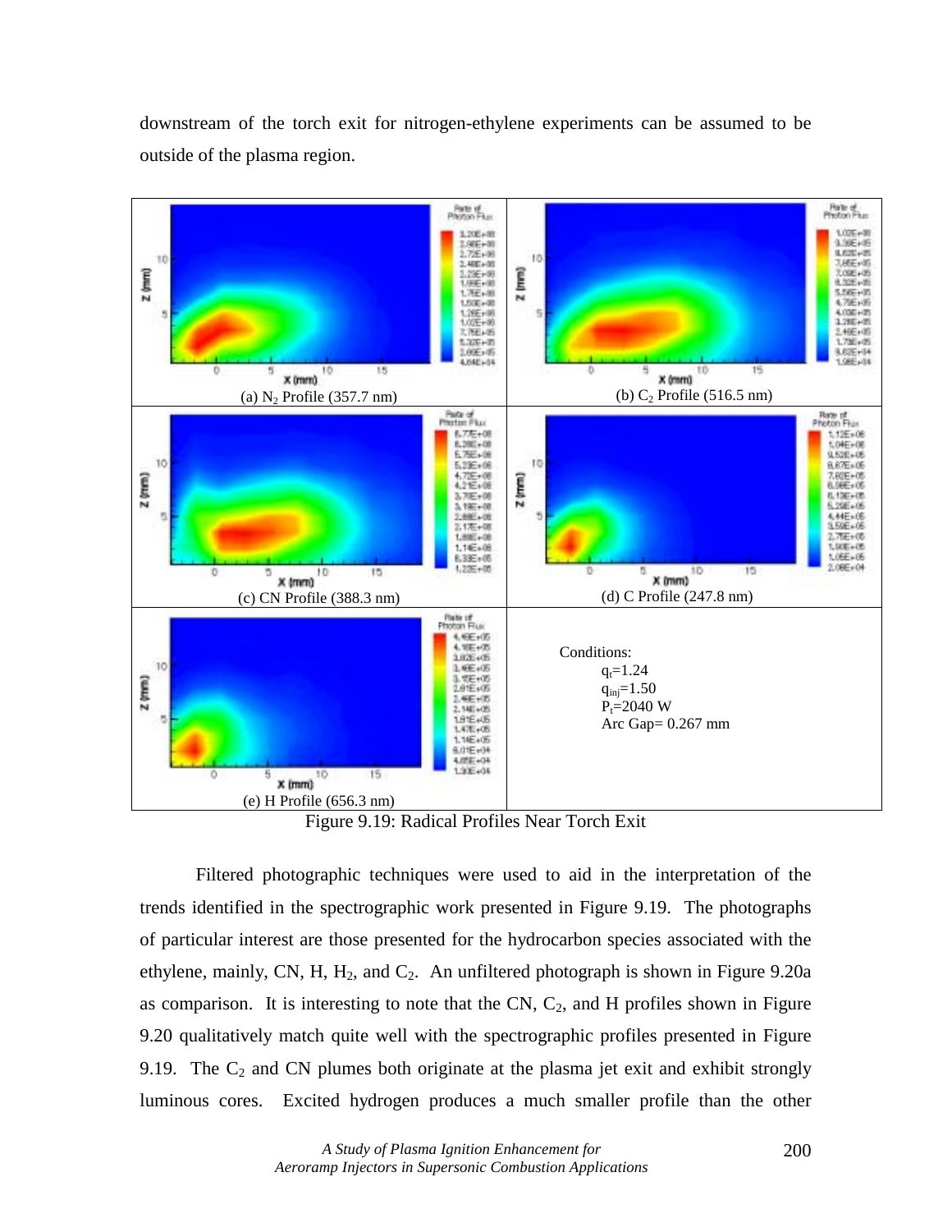downstream of the torch exit for nitrogen-ethylene experiments can be assumed to be outside of the plasma region.

(a) $N_2$ Profile (357.7 nm)

(b) $C_2$ Profile (516.5 nm)

(c) CN Profile (388.3 nm)

(d) C Profile (247.8 nm)

(e) H Profile (656.3 nm)

Conditions:
$q_t$=1.24
$q_{inj}$=1.50
$P_t$=2040 W
Arc Gap= 0.267 mm

Figure 9.19: Radical Profiles Near Torch Exit

Filtered photographic techniques were used to aid in the interpretation of the trends identified in the spectrographic work presented in Figure 9.19. The photographs of particular interest are those presented for the hydrocarbon species associated with the ethylene, mainly, CN, H, $H_2$, and $C_2$. An unfiltered photograph is shown in Figure 9.20a as comparison. It is interesting to note that the CN, $C_2$, and H profiles shown in Figure 9.20 qualitatively match quite well with the spectrographic profiles presented in Figure 9.19. The $C_2$ and CN plumes both originate at the plasma jet exit and exhibit strongly luminous cores. Excited hydrogen produces a much smaller profile than the other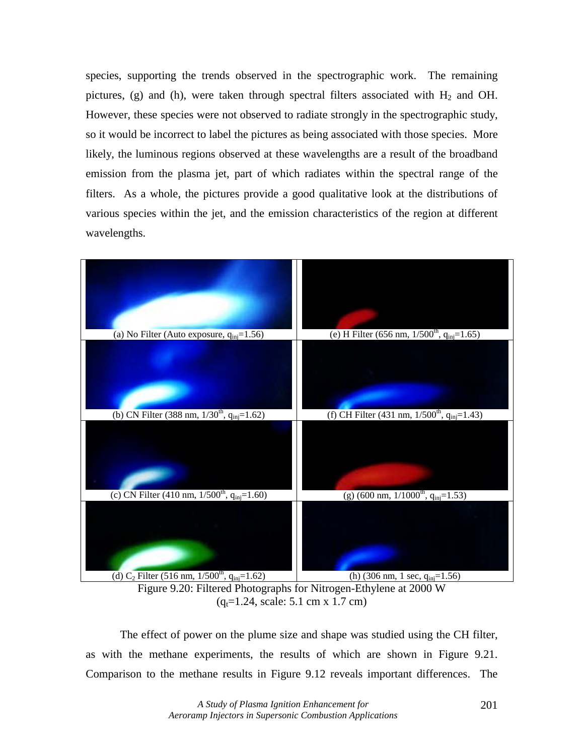species, supporting the trends observed in the spectrographic work. The remaining pictures, (g) and (h), were taken through spectral filters associated with $H_2$ and OH. However, these species were not observed to radiate strongly in the spectrographic study, so it would be incorrect to label the pictures as being associated with those species. More likely, the luminous regions observed at these wavelengths are a result of the broadband emission from the plasma jet, part of which radiates within the spectral range of the filters. As a whole, the pictures provide a good qualitative look at the distributions of various species within the jet, and the emission characteristics of the region at different wavelengths.

(a) No Filter (Auto exposure, $q_{inj}$=1.56)

(e) H Filter (656 nm, 1/500th, $q_{inj}$=1.65)

(b) CN Filter (388 nm, 1/30th, $q_{inj}$=1.62)

(f) CH Filter (431 nm, 1/500th, $q_{inj}$=1.43)

(c) CN Filter (410 nm, 1/500th, $q_{inj}$=1.60)

(g) (600 nm, 1/1000th, $q_{inj}$=1.53)

(d) $C_2$ Filter (516 nm, 1/500th, $q_{inj}$=1.62)

(h) (306 nm, 1 sec, $q_{inj}$=1.56)

Figure 9.20: Filtered Photographs for Nitrogen-Ethylene at 2000 W
($q_t$=1.24, scale: 5.1 cm x 1.7 cm)

The effect of power on the plume size and shape was studied using the CH filter, as with the methane experiments, the results of which are shown in Figure 9.21. Comparison to the methane results in Figure 9.12 reveals important differences. The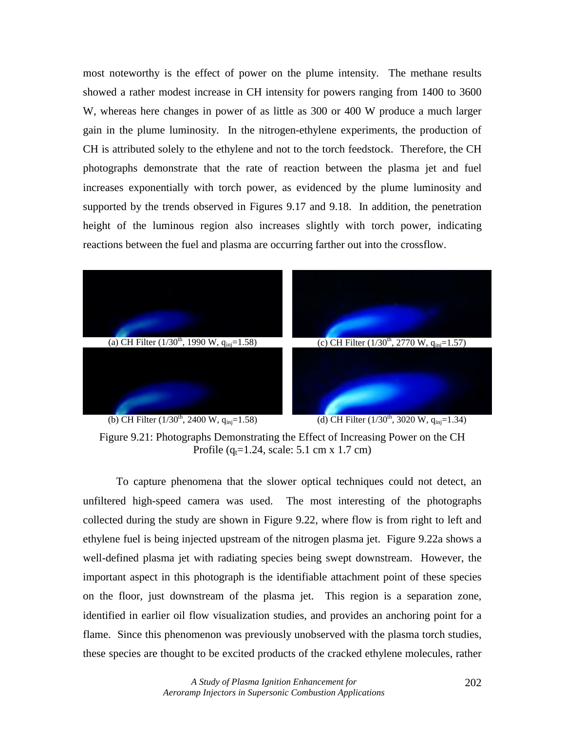most noteworthy is the effect of power on the plume intensity. The methane results showed a rather modest increase in CH intensity for powers ranging from 1400 to 3600 W, whereas here changes in power of as little as 300 or 400 W produce a much larger gain in the plume luminosity. In the nitrogen-ethylene experiments, the production of CH is attributed solely to the ethylene and not to the torch feedstock. Therefore, the CH photographs demonstrate that the rate of reaction between the plasma jet and fuel increases exponentially with torch power, as evidenced by the plume luminosity and supported by the trends observed in Figures 9.17 and 9.18. In addition, the penetration height of the luminous region also increases slightly with torch power, indicating reactions between the fuel and plasma are occurring farther out into the crossflow.

(a) CH Filter (1/30$^{th}$, 1990 W, $q_{inj}$=1.58)

(c) CH Filter (1/30$^{th}$, 2770 W, $q_{inj}$=1.57)

(b) CH Filter (1/30$^{th}$, 2400 W, $q_{inj}$=1.58)

(d) CH Filter (1/30$^{th}$, 3020 W, $q_{inj}$=1.34)

Figure 9.21: Photographs Demonstrating the Effect of Increasing Power on the CH Profile ($q_t$=1.24, scale: 5.1 cm x 1.7 cm)

To capture phenomena that the slower optical techniques could not detect, an unfiltered high-speed camera was used. The most interesting of the photographs collected during the study are shown in Figure 9.22, where flow is from right to left and ethylene fuel is being injected upstream of the nitrogen plasma jet. Figure 9.22a shows a well-defined plasma jet with radiating species being swept downstream. However, the important aspect in this photograph is the identifiable attachment point of these species on the floor, just downstream of the plasma jet. This region is a separation zone, identified in earlier oil flow visualization studies, and provides an anchoring point for a flame. Since this phenomenon was previously unobserved with the plasma torch studies, these species are thought to be excited products of the cracked ethylene molecules, rather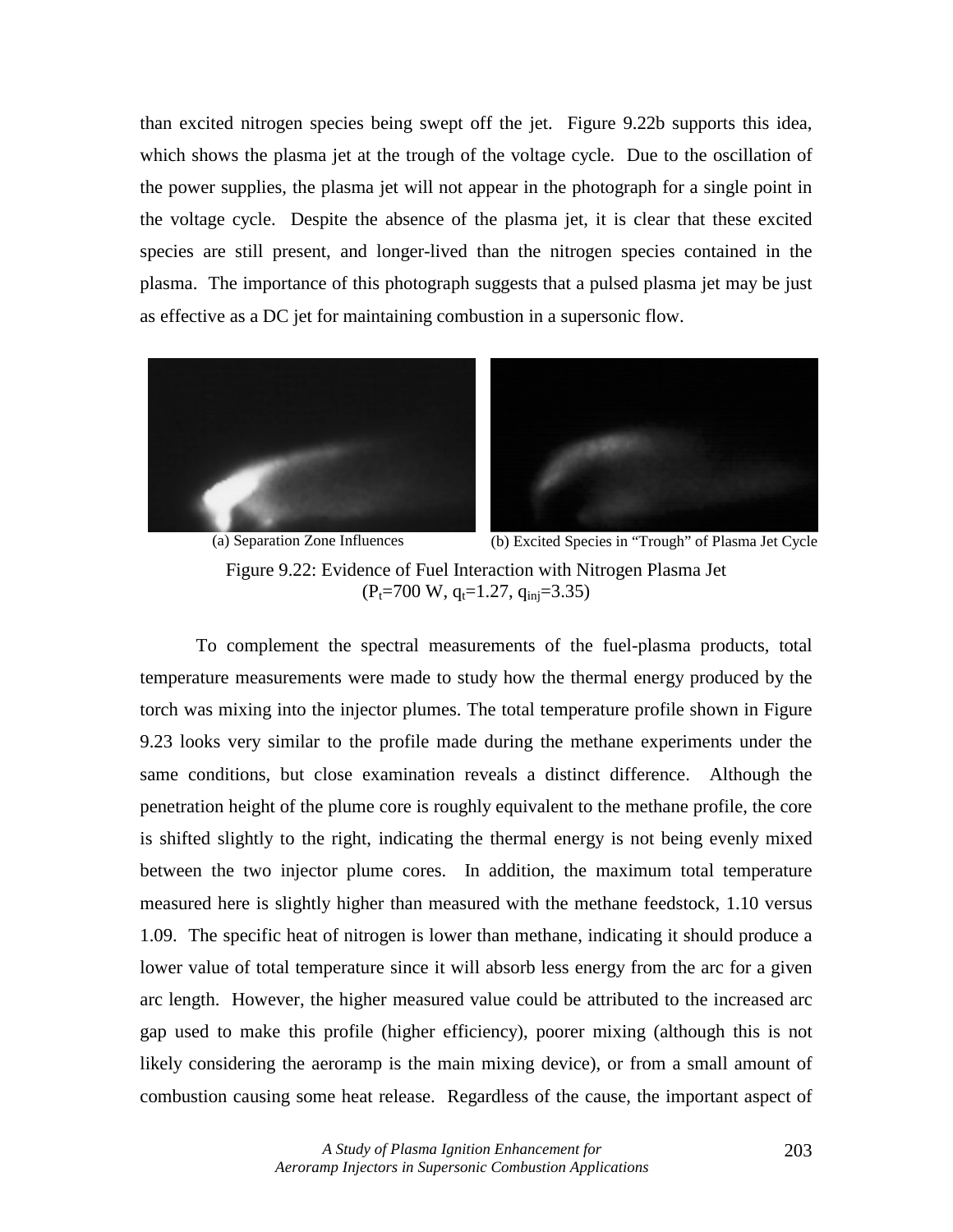than excited nitrogen species being swept off the jet. Figure 9.22b supports this idea, which shows the plasma jet at the trough of the voltage cycle. Due to the oscillation of the power supplies, the plasma jet will not appear in the photograph for a single point in the voltage cycle. Despite the absence of the plasma jet, it is clear that these excited species are still present, and longer-lived than the nitrogen species contained in the plasma. The importance of this photograph suggests that a pulsed plasma jet may be just as effective as a DC jet for maintaining combustion in a supersonic flow.

(a) Separation Zone Influences

(b) Excited Species in "Trough" of Plasma Jet Cycle

Figure 9.22: Evidence of Fuel Interaction with Nitrogen Plasma Jet
($P_t$=700 W, $q_t$=1.27, $q_{inj}$=3.35)

To complement the spectral measurements of the fuel-plasma products, total temperature measurements were made to study how the thermal energy produced by the torch was mixing into the injector plumes. The total temperature profile shown in Figure 9.23 looks very similar to the profile made during the methane experiments under the same conditions, but close examination reveals a distinct difference. Although the penetration height of the plume core is roughly equivalent to the methane profile, the core is shifted slightly to the right, indicating the thermal energy is not being evenly mixed between the two injector plume cores. In addition, the maximum total temperature measured here is slightly higher than measured with the methane feedstock, 1.10 versus 1.09. The specific heat of nitrogen is lower than methane, indicating it should produce a lower value of total temperature since it will absorb less energy from the arc for a given arc length. However, the higher measured value could be attributed to the increased arc gap used to make this profile (higher efficiency), poorer mixing (although this is not likely considering the aeroramp is the main mixing device), or from a small amount of combustion causing some heat release. Regardless of the cause, the important aspect of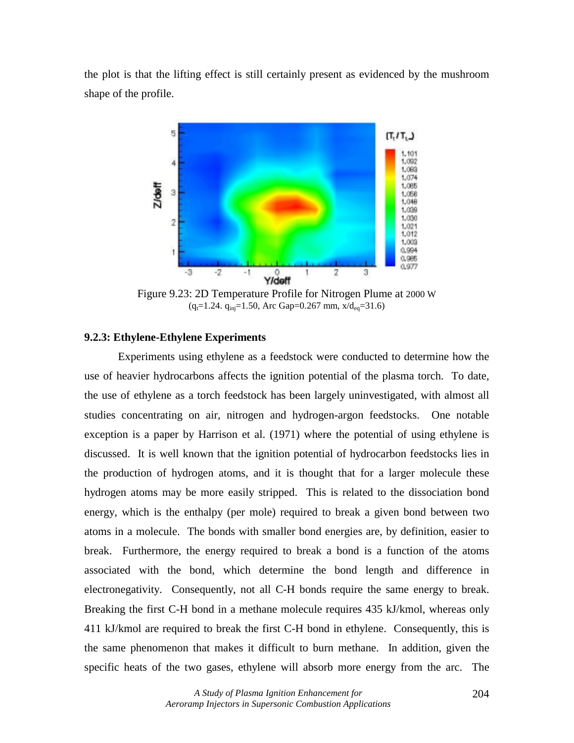the plot is that the lifting effect is still certainly present as evidenced by the mushroom shape of the profile.

$(T_t / T_{t\infty})$

1.101
1.092
1.083
1.074
1.065
1.056
1.048
1.039
1.030
1.021
1.012
1.003
0.994
0.985
0.977

Z/deff

5
4
3
2
1

-3 -2 -1 0 1 2 3
Y/deff

Figure 9.23: 2D Temperature Profile for Nitrogen Plume at 2000 W
($q_t$=1.24. $q_{inj}$=1.50, Arc Gap=0.267 mm, $x/d_{eq}$=31.6)

### 9.2.3: Ethylene-Ethylene Experiments

Experiments using ethylene as a feedstock were conducted to determine how the use of heavier hydrocarbons affects the ignition potential of the plasma torch. To date, the use of ethylene as a torch feedstock has been largely uninvestigated, with almost all studies concentrating on air, nitrogen and hydrogen-argon feedstocks. One notable exception is a paper by Harrison et al. (1971) where the potential of using ethylene is discussed. It is well known that the ignition potential of hydrocarbon feedstocks lies in the production of hydrogen atoms, and it is thought that for a larger molecule these hydrogen atoms may be more easily stripped. This is related to the dissociation bond energy, which is the enthalpy (per mole) required to break a given bond between two atoms in a molecule. The bonds with smaller bond energies are, by definition, easier to break. Furthermore, the energy required to break a bond is a function of the atoms associated with the bond, which determine the bond length and difference in electronegativity. Consequently, not all C-H bonds require the same energy to break. Breaking the first C-H bond in a methane molecule requires 435 kJ/kmol, whereas only 411 kJ/kmol are required to break the first C-H bond in ethylene. Consequently, this is the same phenomenon that makes it difficult to burn methane. In addition, given the specific heats of the two gases, ethylene will absorb more energy from the arc. The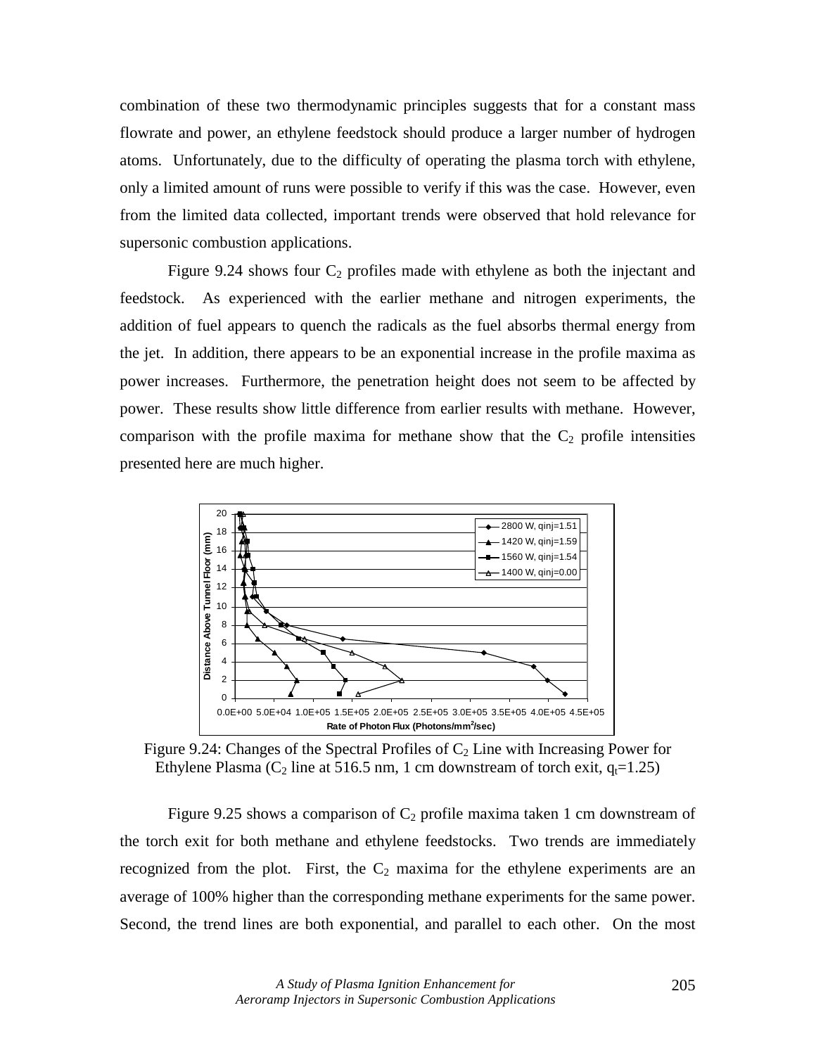combination of these two thermodynamic principles suggests that for a constant mass flowrate and power, an ethylene feedstock should produce a larger number of hydrogen atoms. Unfortunately, due to the difficulty of operating the plasma torch with ethylene, only a limited amount of runs were possible to verify if this was the case. However, even from the limited data collected, important trends were observed that hold relevance for supersonic combustion applications.

Figure 9.24 shows four $C_2$ profiles made with ethylene as both the injectant and feedstock. As experienced with the earlier methane and nitrogen experiments, the addition of fuel appears to quench the radicals as the fuel absorbs thermal energy from the jet. In addition, there appears to be an exponential increase in the profile maxima as power increases. Furthermore, the penetration height does not seem to be affected by power. These results show little difference from earlier results with methane. However, comparison with the profile maxima for methane show that the $C_2$ profile intensities presented here are much higher.

Distance Above Tunnel Floor (mm)

20
18
16
14
12
10
8
6
4
2
0

0.0E+00 5.0E+04 1.0E+05 1.5E+05 2.0E+05 2.5E+05 3.0E+05 3.5E+05 4.0E+05 4.5E+05

Rate of Photon Flux (Photons/mm²/sec)

2800 W, qinj=1.51
1420 W, qinj=1.59
1560 W, qinj=1.54
1400 W, qinj=0.00

Figure 9.24: Changes of the Spectral Profiles of $C_2$ Line with Increasing Power for Ethylene Plasma ($C_2$ line at 516.5 nm, 1 cm downstream of torch exit, $q_t$=1.25)

Figure 9.25 shows a comparison of $C_2$ profile maxima taken 1 cm downstream of the torch exit for both methane and ethylene feedstocks. Two trends are immediately recognized from the plot. First, the $C_2$ maxima for the ethylene experiments are an average of 100% higher than the corresponding methane experiments for the same power. Second, the trend lines are both exponential, and parallel to each other. On the most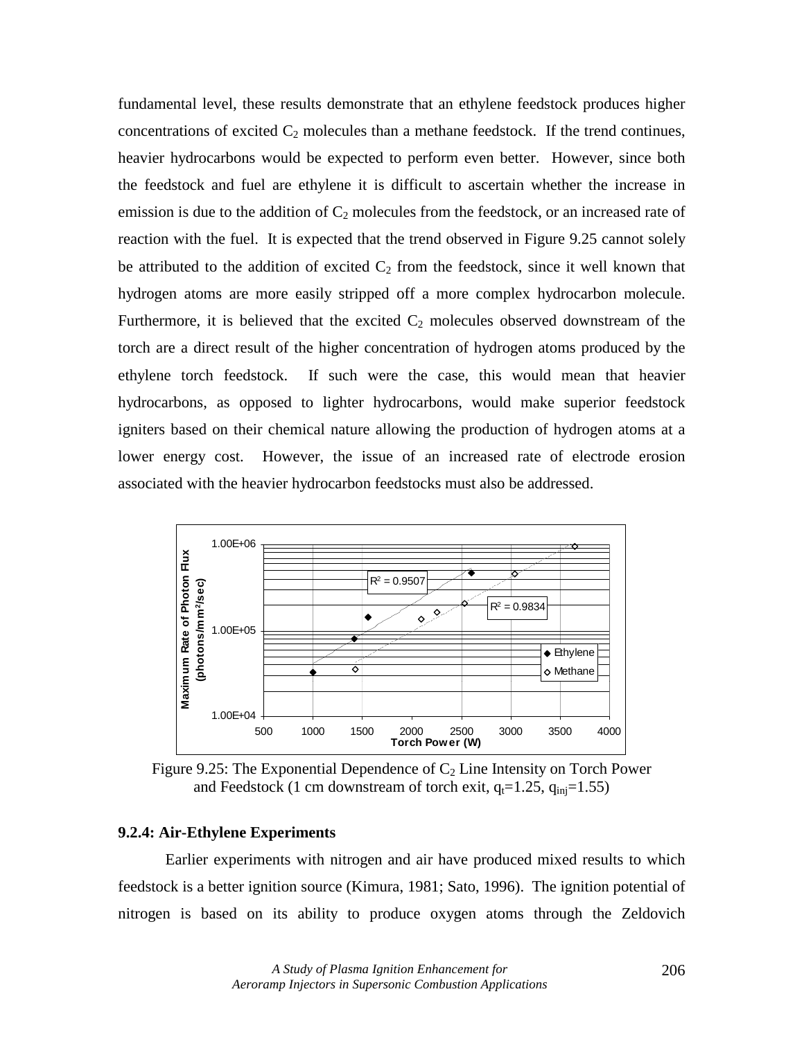fundamental level, these results demonstrate that an ethylene feedstock produces higher concentrations of excited $C_2$ molecules than a methane feedstock. If the trend continues, heavier hydrocarbons would be expected to perform even better. However, since both the feedstock and fuel are ethylene it is difficult to ascertain whether the increase in emission is due to the addition of $C_2$ molecules from the feedstock, or an increased rate of reaction with the fuel. It is expected that the trend observed in Figure 9.25 cannot solely be attributed to the addition of excited $C_2$ from the feedstock, since it well known that hydrogen atoms are more easily stripped off a more complex hydrocarbon molecule. Furthermore, it is believed that the excited $C_2$ molecules observed downstream of the torch are a direct result of the higher concentration of hydrogen atoms produced by the ethylene torch feedstock. If such were the case, this would mean that heavier hydrocarbons, as opposed to lighter hydrocarbons, would make superior feedstock igniters based on their chemical nature allowing the production of hydrogen atoms at a lower energy cost. However, the issue of an increased rate of electrode erosion associated with the heavier hydrocarbon feedstocks must also be addressed.

Figure 9.25: The Exponential Dependence of $C_2$ Line Intensity on Torch Power and Feedstock (1 cm downstream of torch exit, $q_t$=1.25, $q_{inj}$=1.55)

### 9.2.4: Air-Ethylene Experiments

Earlier experiments with nitrogen and air have produced mixed results to which feedstock is a better ignition source (Kimura, 1981; Sato, 1996). The ignition potential of nitrogen is based on its ability to produce oxygen atoms through the Zeldovich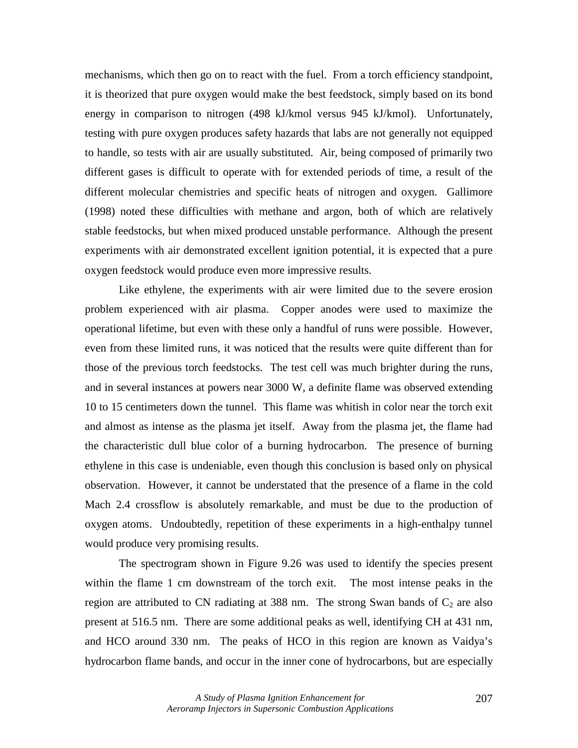mechanisms, which then go on to react with the fuel. From a torch efficiency standpoint, it is theorized that pure oxygen would make the best feedstock, simply based on its bond energy in comparison to nitrogen (498 kJ/kmol versus 945 kJ/kmol). Unfortunately, testing with pure oxygen produces safety hazards that labs are not generally not equipped to handle, so tests with air are usually substituted. Air, being composed of primarily two different gases is difficult to operate with for extended periods of time, a result of the different molecular chemistries and specific heats of nitrogen and oxygen. Gallimore (1998) noted these difficulties with methane and argon, both of which are relatively stable feedstocks, but when mixed produced unstable performance. Although the present experiments with air demonstrated excellent ignition potential, it is expected that a pure oxygen feedstock would produce even more impressive results.

Like ethylene, the experiments with air were limited due to the severe erosion problem experienced with air plasma. Copper anodes were used to maximize the operational lifetime, but even with these only a handful of runs were possible. However, even from these limited runs, it was noticed that the results were quite different than for those of the previous torch feedstocks. The test cell was much brighter during the runs, and in several instances at powers near 3000 W, a definite flame was observed extending 10 to 15 centimeters down the tunnel. This flame was whitish in color near the torch exit and almost as intense as the plasma jet itself. Away from the plasma jet, the flame had the characteristic dull blue color of a burning hydrocarbon. The presence of burning ethylene in this case is undeniable, even though this conclusion is based only on physical observation. However, it cannot be understated that the presence of a flame in the cold Mach 2.4 crossflow is absolutely remarkable, and must be due to the production of oxygen atoms. Undoubtedly, repetition of these experiments in a high-enthalpy tunnel would produce very promising results.

The spectrogram shown in Figure 9.26 was used to identify the species present within the flame 1 cm downstream of the torch exit. The most intense peaks in the region are attributed to CN radiating at 388 nm. The strong Swan bands of $C_2$ are also present at 516.5 nm. There are some additional peaks as well, identifying CH at 431 nm, and HCO around 330 nm. The peaks of HCO in this region are known as Vaidya's hydrocarbon flame bands, and occur in the inner cone of hydrocarbons, but are especially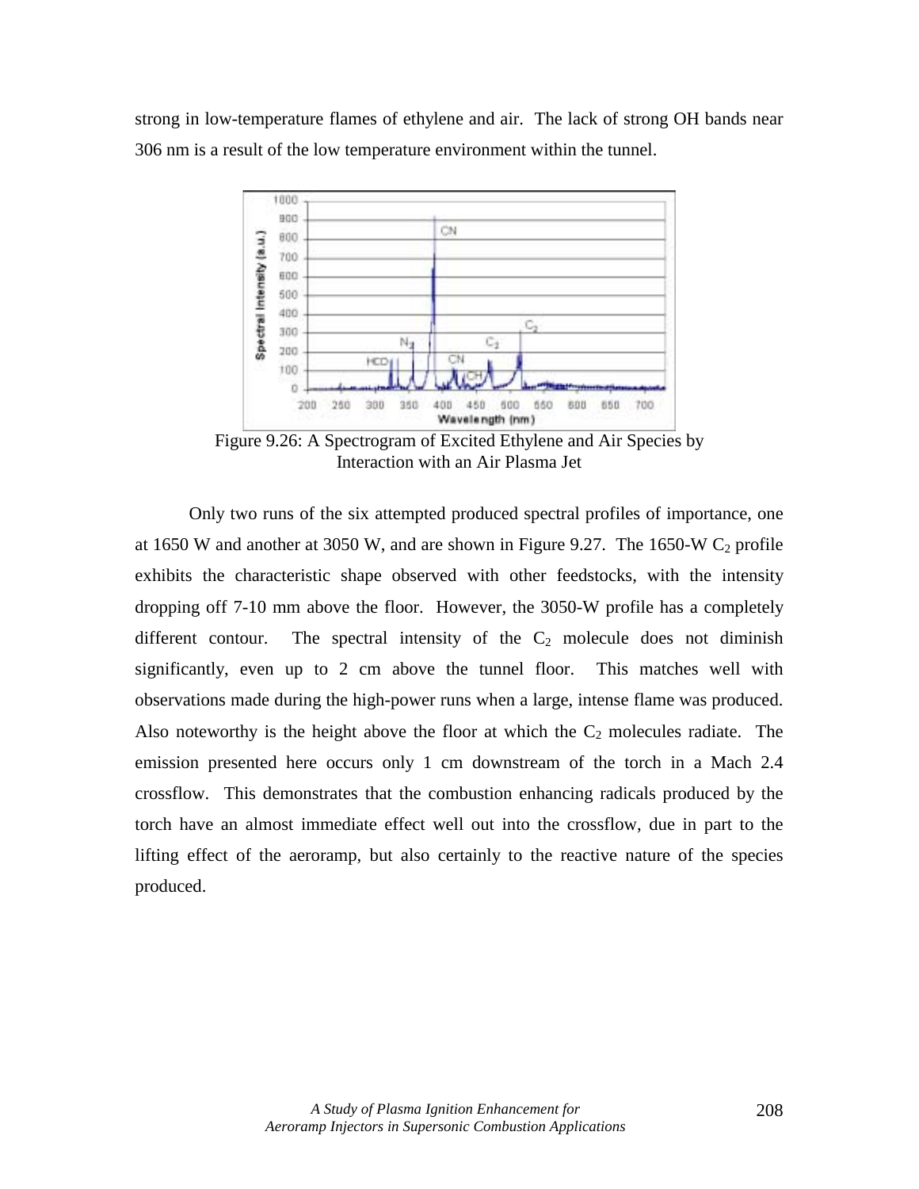strong in low-temperature flames of ethylene and air. The lack of strong OH bands near 306 nm is a result of the low temperature environment within the tunnel.

1000
900
800
700
600
500
400
300
200
100
0

Spectral Intensity (a.u.)

CN
$C_2$
$N_2$
$C_2$
HCO
CN
CH

200 250 300 350 400 450 500 550 600 650 700

Wavelength (nm)

Figure 9.26: A Spectrogram of Excited Ethylene and Air Species by Interaction with an Air Plasma Jet

Only two runs of the six attempted produced spectral profiles of importance, one at 1650 W and another at 3050 W, and are shown in Figure 9.27. The 1650-W $C_2$ profile exhibits the characteristic shape observed with other feedstocks, with the intensity dropping off 7-10 mm above the floor. However, the 3050-W profile has a completely different contour. The spectral intensity of the $C_2$ molecule does not diminish significantly, even up to 2 cm above the tunnel floor. This matches well with observations made during the high-power runs when a large, intense flame was produced. Also noteworthy is the height above the floor at which the $C_2$ molecules radiate. The emission presented here occurs only 1 cm downstream of the torch in a Mach 2.4 crossflow. This demonstrates that the combustion enhancing radicals produced by the torch have an almost immediate effect well out into the crossflow, due in part to the lifting effect of the aeroramp, but also certainly to the reactive nature of the species produced.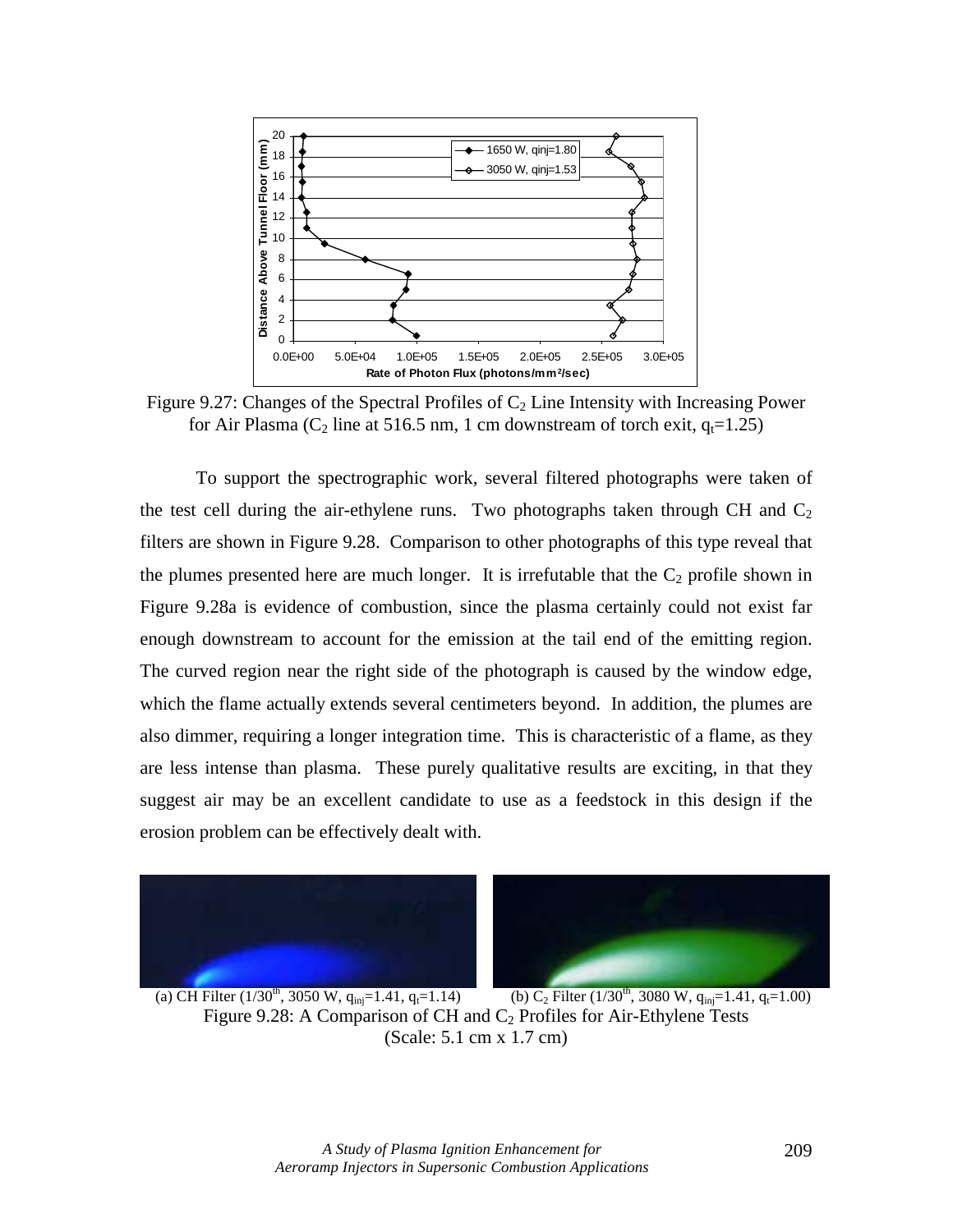20
18
16
14
12
10
8
6
4
2
0

Distance Above Tunnel Floor (mm)

0.0E+00 5.0E+04 1.0E+05 1.5E+05 2.0E+05 2.5E+05 3.0E+05

Rate of Photon Flux (photons/mm²/sec)

1650 W, qinj=1.80
3050 W, qinj=1.53

Figure 9.27: Changes of the Spectral Profiles of $C_2$ Line Intensity with Increasing Power for Air Plasma ($C_2$ line at 516.5 nm, 1 cm downstream of torch exit, $q_t$=1.25)

To support the spectrographic work, several filtered photographs were taken of the test cell during the air-ethylene runs. Two photographs taken through CH and $C_2$ filters are shown in Figure 9.28. Comparison to other photographs of this type reveal that the plumes presented here are much longer. It is irrefutable that the $C_2$ profile shown in Figure 9.28a is evidence of combustion, since the plasma certainly could not exist far enough downstream to account for the emission at the tail end of the emitting region. The curved region near the right side of the photograph is caused by the window edge, which the flame actually extends several centimeters beyond. In addition, the plumes are also dimmer, requiring a longer integration time. This is characteristic of a flame, as they are less intense than plasma. These purely qualitative results are exciting, in that they suggest air may be an excellent candidate to use as a feedstock in this design if the erosion problem can be effectively dealt with.

(a) CH Filter (1/30th, 3050 W, $q_{inj}$=1.41, $q_t$=1.14) (b) $C_2$ Filter (1/30th, 3080 W, $q_{inj}$=1.41, $q_t$=1.00)

Figure 9.28: A Comparison of CH and $C_2$ Profiles for Air-Ethylene Tests (Scale: 5.1 cm x 1.7 cm)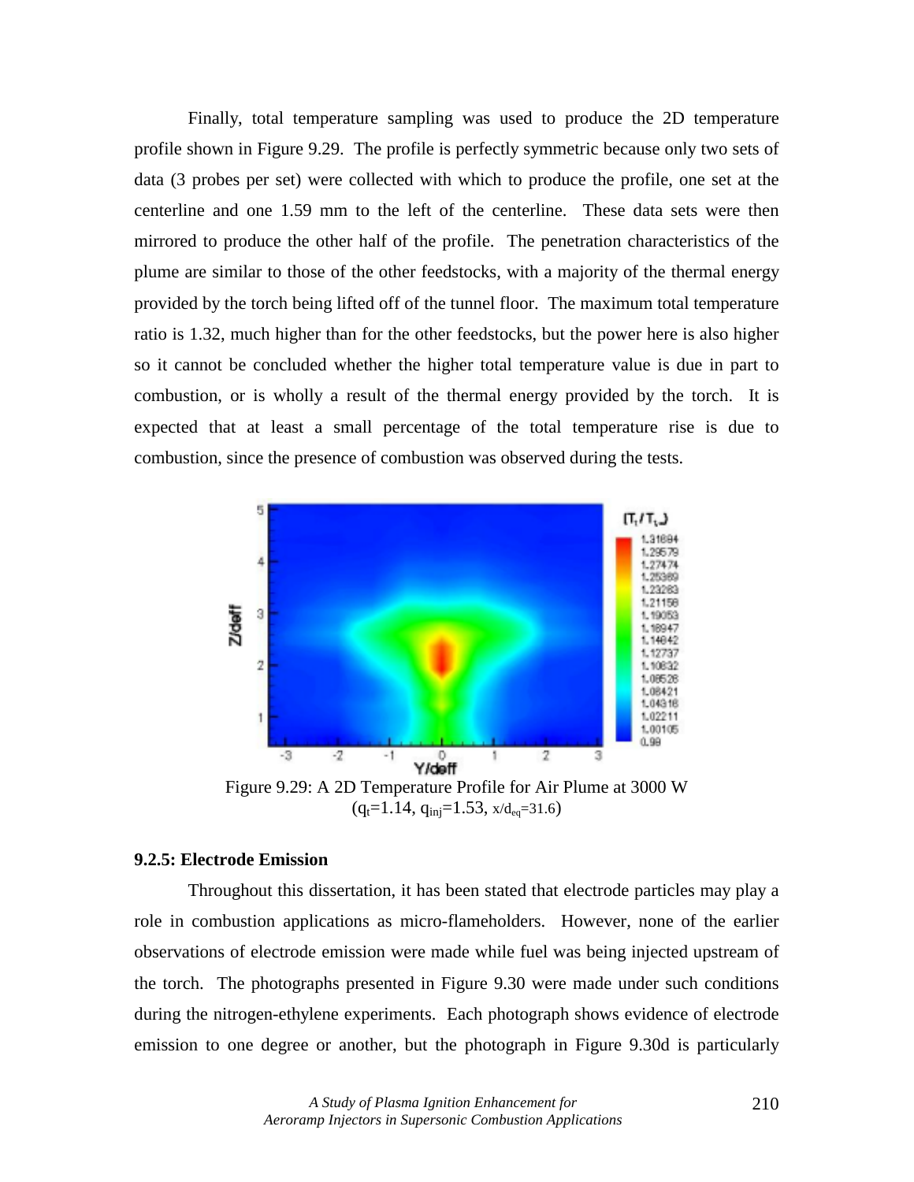Finally, total temperature sampling was used to produce the 2D temperature profile shown in Figure 9.29. The profile is perfectly symmetric because only two sets of data (3 probes per set) were collected with which to produce the profile, one set at the centerline and one 1.59 mm to the left of the centerline. These data sets were then mirrored to produce the other half of the profile. The penetration characteristics of the plume are similar to those of the other feedstocks, with a majority of the thermal energy provided by the torch being lifted off of the tunnel floor. The maximum total temperature ratio is 1.32, much higher than for the other feedstocks, but the power here is also higher so it cannot be concluded whether the higher total temperature value is due in part to combustion, or is wholly a result of the thermal energy provided by the torch. It is expected that at least a small percentage of the total temperature rise is due to combustion, since the presence of combustion was observed during the tests.

Z/deff
5
4
3
2
1
-3
-2
-1
0
1
2
3
Y/deff

$(T_t / T_{t\infty})$
1.31684
1.29579
1.27474
1.25369
1.23263
1.21158
1.19053
1.16947
1.14842
1.12737
1.10632
1.08526
1.06421
1.04316
1.02211
1.00105
0.98

Figure 9.29: A 2D Temperature Profile for Air Plume at 3000 W ($q_t$=1.14, $q_{inj}$=1.53, $x/d_{eq}$=31.6)

### 9.2.5: Electrode Emission

Throughout this dissertation, it has been stated that electrode particles may play a role in combustion applications as micro-flameholders. However, none of the earlier observations of electrode emission were made while fuel was being injected upstream of the torch. The photographs presented in Figure 9.30 were made under such conditions during the nitrogen-ethylene experiments. Each photograph shows evidence of electrode emission to one degree or another, but the photograph in Figure 9.30d is particularly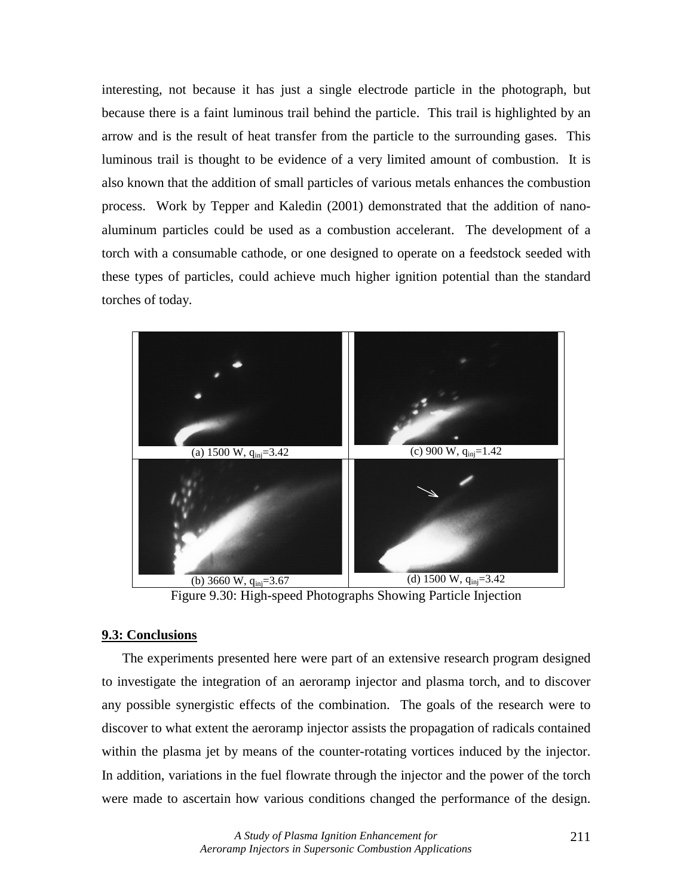interesting, not because it has just a single electrode particle in the photograph, but because there is a faint luminous trail behind the particle. This trail is highlighted by an arrow and is the result of heat transfer from the particle to the surrounding gases. This luminous trail is thought to be evidence of a very limited amount of combustion. It is also known that the addition of small particles of various metals enhances the combustion process. Work by Tepper and Kaledin (2001) demonstrated that the addition of nano-aluminum particles could be used as a combustion accelerant. The development of a torch with a consumable cathode, or one designed to operate on a feedstock seeded with these types of particles, could achieve much higher ignition potential than the standard torches of today.

(a) 1500 W, $q_{inj}$=3.42

(c) 900 W, $q_{inj}$=1.42

(b) 3660 W, $q_{inj}$=3.67

(d) 1500 W, $q_{inj}$=3.42

Figure 9.30: High-speed Photographs Showing Particle Injection

## 9.3: Conclusions

The experiments presented here were part of an extensive research program designed to investigate the integration of an aeroramp injector and plasma torch, and to discover any possible synergistic effects of the combination. The goals of the research were to discover to what extent the aeroramp injector assists the propagation of radicals contained within the plasma jet by means of the counter-rotating vortices induced by the injector. In addition, variations in the fuel flowrate through the injector and the power of the torch were made to ascertain how various conditions changed the performance of the design.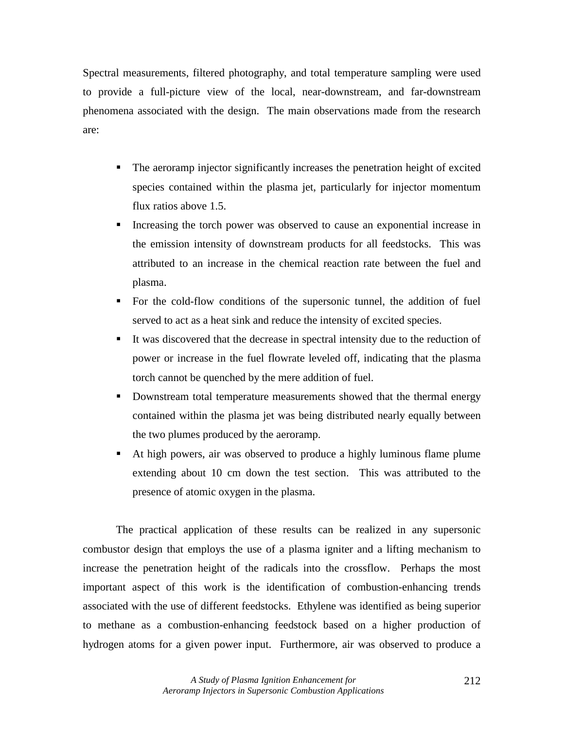Spectral measurements, filtered photography, and total temperature sampling were used to provide a full-picture view of the local, near-downstream, and far-downstream phenomena associated with the design. The main observations made from the research are:

- The aeroramp injector significantly increases the penetration height of excited species contained within the plasma jet, particularly for injector momentum flux ratios above 1.5.
- Increasing the torch power was observed to cause an exponential increase in the emission intensity of downstream products for all feedstocks. This was attributed to an increase in the chemical reaction rate between the fuel and plasma.
- For the cold-flow conditions of the supersonic tunnel, the addition of fuel served to act as a heat sink and reduce the intensity of excited species.
- It was discovered that the decrease in spectral intensity due to the reduction of power or increase in the fuel flowrate leveled off, indicating that the plasma torch cannot be quenched by the mere addition of fuel.
- Downstream total temperature measurements showed that the thermal energy contained within the plasma jet was being distributed nearly equally between the two plumes produced by the aeroramp.
- At high powers, air was observed to produce a highly luminous flame plume extending about 10 cm down the test section. This was attributed to the presence of atomic oxygen in the plasma.

The practical application of these results can be realized in any supersonic combustor design that employs the use of a plasma igniter and a lifting mechanism to increase the penetration height of the radicals into the crossflow. Perhaps the most important aspect of this work is the identification of combustion-enhancing trends associated with the use of different feedstocks. Ethylene was identified as being superior to methane as a combustion-enhancing feedstock based on a higher production of hydrogen atoms for a given power input. Furthermore, air was observed to produce a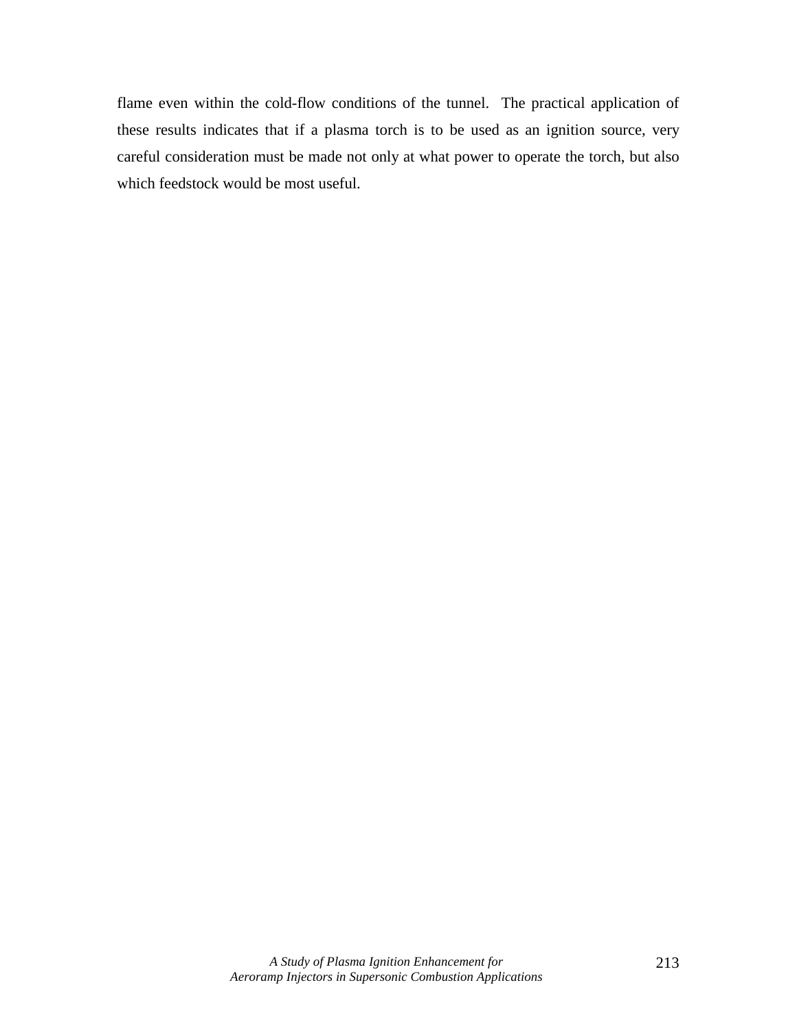flame even within the cold-flow conditions of the tunnel. The practical application of these results indicates that if a plasma torch is to be used as an ignition source, very careful consideration must be made not only at what power to operate the torch, but also which feedstock would be most useful.